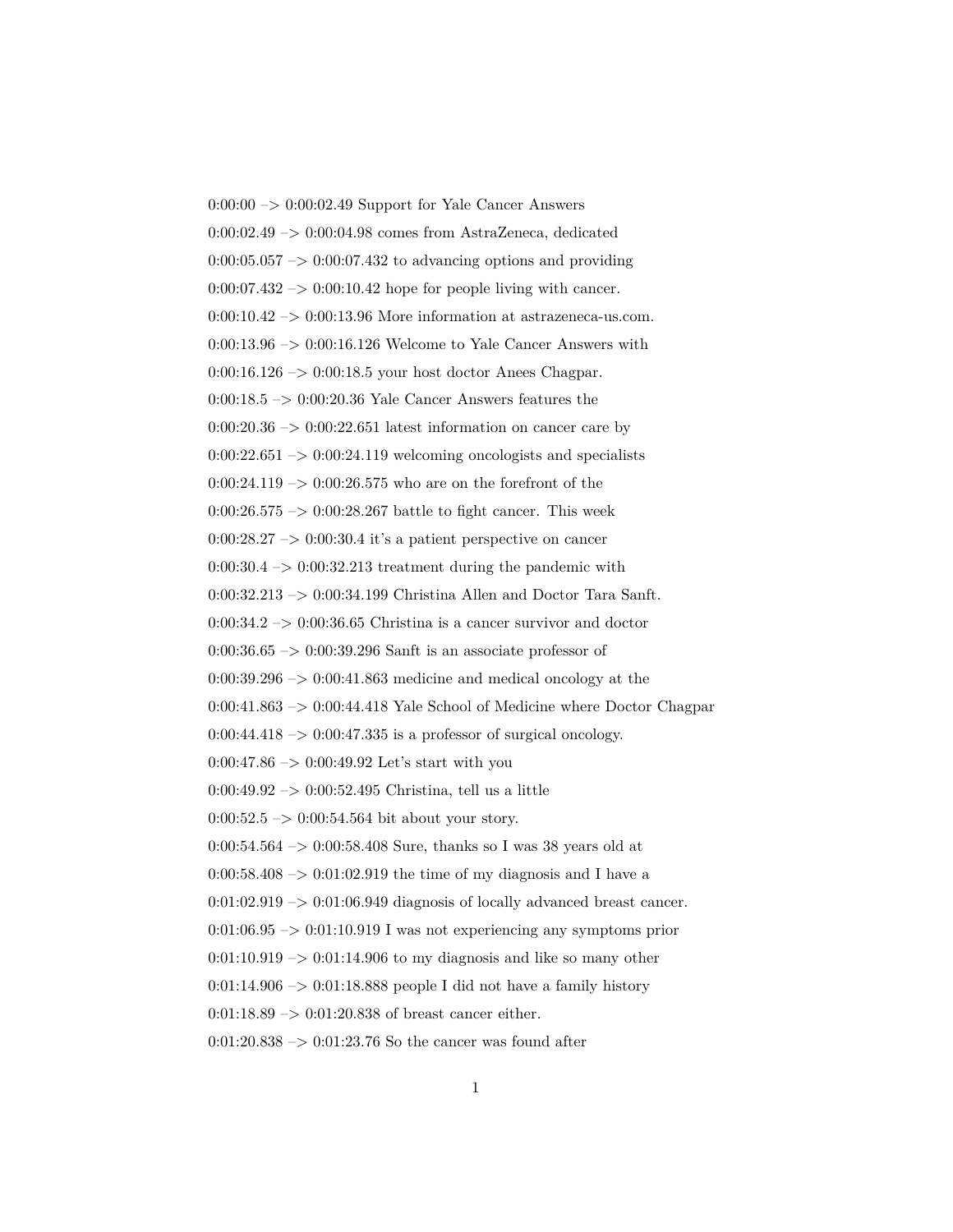0:00:00 –> 0:00:02.49 Support for Yale Cancer Answers

0:00:02.49 –> 0:00:04.98 comes from AstraZeneca, dedicated

0:00:05.057 –> 0:00:07.432 to advancing options and providing

0:00:07.432 –> 0:00:10.42 hope for people living with cancer.

0:00:10.42 –> 0:00:13.96 More information at astrazeneca-us.com.

0:00:13.96 –> 0:00:16.126 Welcome to Yale Cancer Answers with

0:00:16.126 –> 0:00:18.5 your host doctor Anees Chagpar.

0:00:18.5 –> 0:00:20.36 Yale Cancer Answers features the

0:00:20.36 –> 0:00:22.651 latest information on cancer care by

0:00:22.651 –> 0:00:24.119 welcoming oncologists and specialists

0:00:24.119 –> 0:00:26.575 who are on the forefront of the

0:00:26.575 –> 0:00:28.267 battle to fight cancer. This week

0:00:28.27 –> 0:00:30.4 it's a patient perspective on cancer

0:00:30.4 –> 0:00:32.213 treatment during the pandemic with

0:00:32.213 –> 0:00:34.199 Christina Allen and Doctor Tara Sanft.

0:00:34.2 –> 0:00:36.65 Christina is a cancer survivor and doctor

0:00:36.65 –> 0:00:39.296 Sanft is an associate professor of

0:00:39.296 –> 0:00:41.863 medicine and medical oncology at the

0:00:41.863 –> 0:00:44.418 Yale School of Medicine where Doctor Chagpar

0:00:44.418 –> 0:00:47.335 is a professor of surgical oncology.

0:00:47.86 –> 0:00:49.92 Let's start with you

0:00:49.92 –> 0:00:52.495 Christina, tell us a little

0:00:52.5 –> 0:00:54.564 bit about your story.

0:00:54.564 –> 0:00:58.408 Sure, thanks so I was 38 years old at

0:00:58.408 –> 0:01:02.919 the time of my diagnosis and I have a

0:01:02.919 –> 0:01:06.949 diagnosis of locally advanced breast cancer.

0:01:06.95 –> 0:01:10.919 I was not experiencing any symptoms prior

0:01:10.919 –> 0:01:14.906 to my diagnosis and like so many other

0:01:14.906 –> 0:01:18.888 people I did not have a family history

0:01:18.89 –> 0:01:20.838 of breast cancer either.

0:01:20.838 –> 0:01:23.76 So the cancer was found after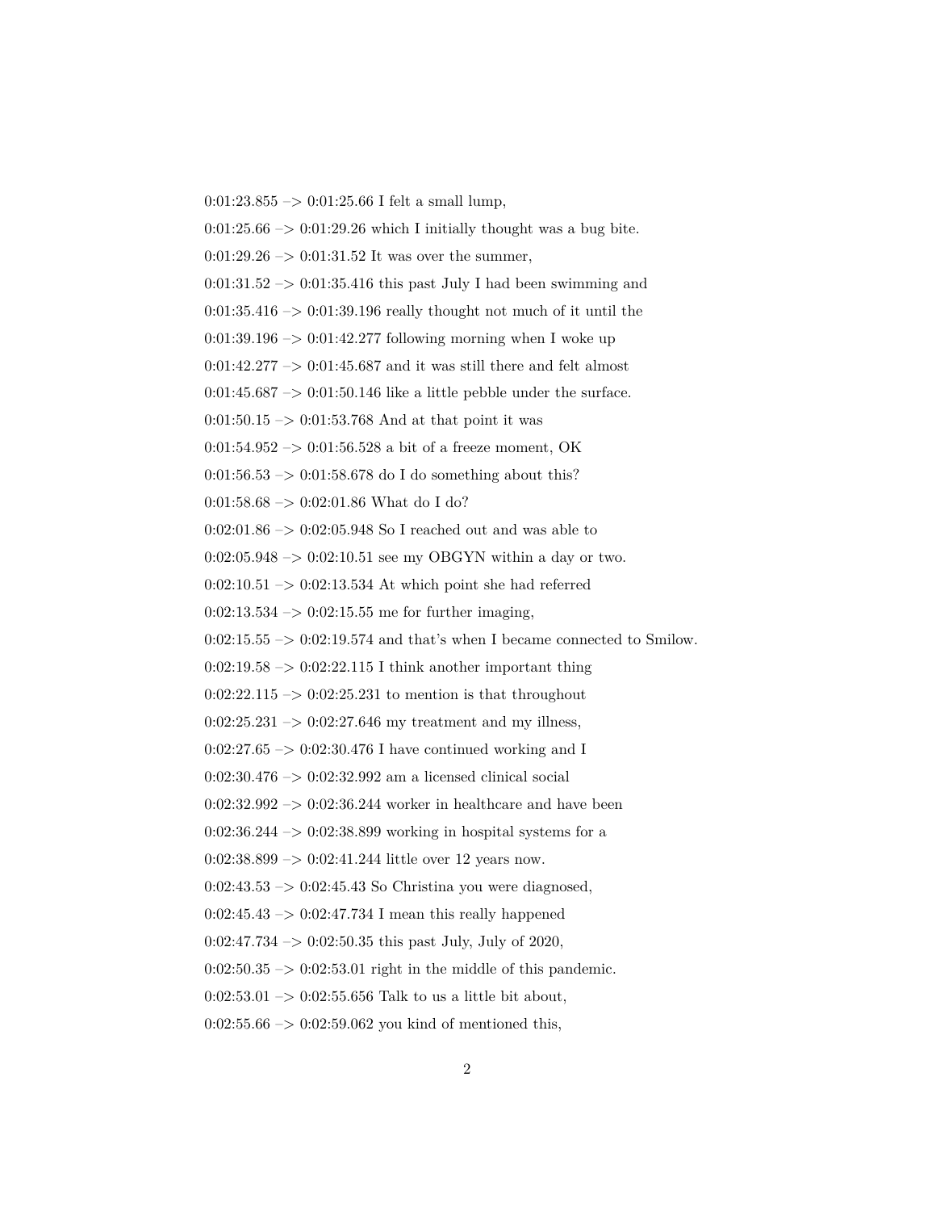0:01:23.855 –> 0:01:25.66 I felt a small lump,

0:01:25.66 –> 0:01:29.26 which I initially thought was a bug bite.

0:01:29.26 –> 0:01:31.52 It was over the summer,

0:01:31.52 –> 0:01:35.416 this past July I had been swimming and

0:01:35.416 –> 0:01:39.196 really thought not much of it until the

0:01:39.196 –> 0:01:42.277 following morning when I woke up

0:01:42.277 –> 0:01:45.687 and it was still there and felt almost

0:01:45.687 –> 0:01:50.146 like a little pebble under the surface.

0:01:50.15 –> 0:01:53.768 And at that point it was

0:01:54.952 –> 0:01:56.528 a bit of a freeze moment, OK

0:01:56.53 –> 0:01:58.678 do I do something about this?

0:01:58.68 –> 0:02:01.86 What do I do?

0:02:01.86 –> 0:02:05.948 So I reached out and was able to

0:02:05.948 –> 0:02:10.51 see my OBGYN within a day or two.

0:02:10.51 –> 0:02:13.534 At which point she had referred

0:02:13.534 –> 0:02:15.55 me for further imaging,

0:02:15.55 –> 0:02:19.574 and that's when I became connected to Smilow.

0:02:19.58 –> 0:02:22.115 I think another important thing

0:02:22.115 –> 0:02:25.231 to mention is that throughout

0:02:25.231 –> 0:02:27.646 my treatment and my illness,

0:02:27.65 –> 0:02:30.476 I have continued working and I

0:02:30.476 –> 0:02:32.992 am a licensed clinical social

0:02:32.992 –> 0:02:36.244 worker in healthcare and have been

0:02:36.244 –> 0:02:38.899 working in hospital systems for a

0:02:38.899 –> 0:02:41.244 little over 12 years now.

0:02:43.53 –> 0:02:45.43 So Christina you were diagnosed,

0:02:45.43 –> 0:02:47.734 I mean this really happened

0:02:47.734 –> 0:02:50.35 this past July, July of 2020,

0:02:50.35 –> 0:02:53.01 right in the middle of this pandemic.

0:02:53.01 –> 0:02:55.656 Talk to us a little bit about,

0:02:55.66 –> 0:02:59.062 you kind of mentioned this,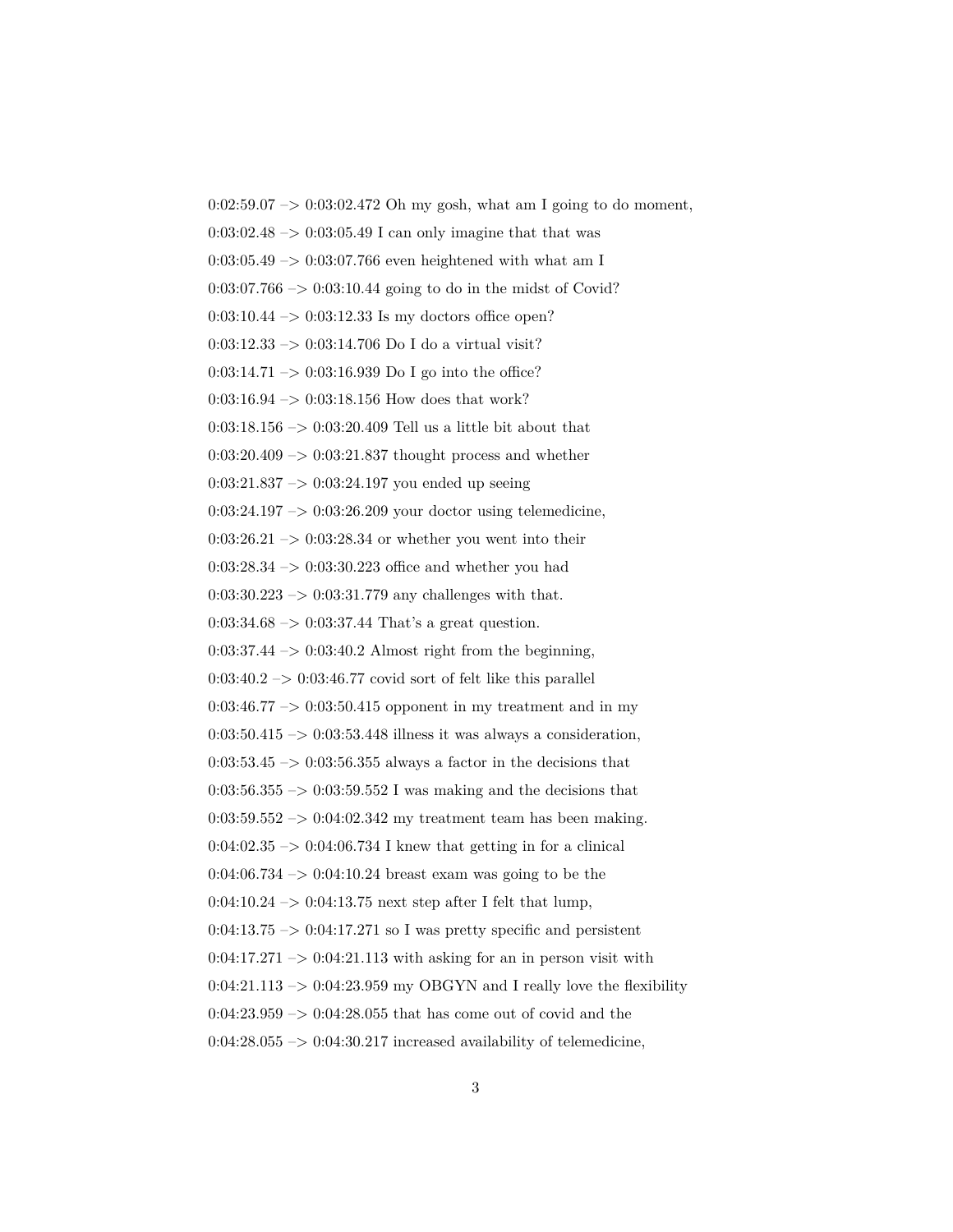0:02:59.07 –> 0:03:02.472 Oh my gosh, what am I going to do moment,

0:03:02.48 –> 0:03:05.49 I can only imagine that that was

0:03:05.49 –> 0:03:07.766 even heightened with what am I

0:03:07.766 –> 0:03:10.44 going to do in the midst of Covid?

0:03:10.44 –> 0:03:12.33 Is my doctors office open?

0:03:12.33 –> 0:03:14.706 Do I do a virtual visit?

0:03:14.71 –> 0:03:16.939 Do I go into the office?

0:03:16.94 –> 0:03:18.156 How does that work?

0:03:18.156 –> 0:03:20.409 Tell us a little bit about that

0:03:20.409 –> 0:03:21.837 thought process and whether

0:03:21.837 –> 0:03:24.197 you ended up seeing

0:03:24.197 –> 0:03:26.209 your doctor using telemedicine,

0:03:26.21 –> 0:03:28.34 or whether you went into their

0:03:28.34 –> 0:03:30.223 office and whether you had

0:03:30.223 –> 0:03:31.779 any challenges with that.

0:03:34.68 –> 0:03:37.44 That's a great question.

0:03:37.44 –> 0:03:40.2 Almost right from the beginning,

0:03:40.2 –> 0:03:46.77 covid sort of felt like this parallel

0:03:46.77 –> 0:03:50.415 opponent in my treatment and in my

0:03:50.415 –> 0:03:53.448 illness it was always a consideration,

0:03:53.45 –> 0:03:56.355 always a factor in the decisions that

0:03:56.355 –> 0:03:59.552 I was making and the decisions that

0:03:59.552 –> 0:04:02.342 my treatment team has been making.

0:04:02.35 –> 0:04:06.734 I knew that getting in for a clinical

0:04:06.734 –> 0:04:10.24 breast exam was going to be the

0:04:10.24 –> 0:04:13.75 next step after I felt that lump,

0:04:13.75 –> 0:04:17.271 so I was pretty specific and persistent

0:04:17.271 –> 0:04:21.113 with asking for an in person visit with

0:04:21.113 –> 0:04:23.959 my OBGYN and I really love the flexibility

0:04:23.959 –> 0:04:28.055 that has come out of covid and the

0:04:28.055 –> 0:04:30.217 increased availability of telemedicine,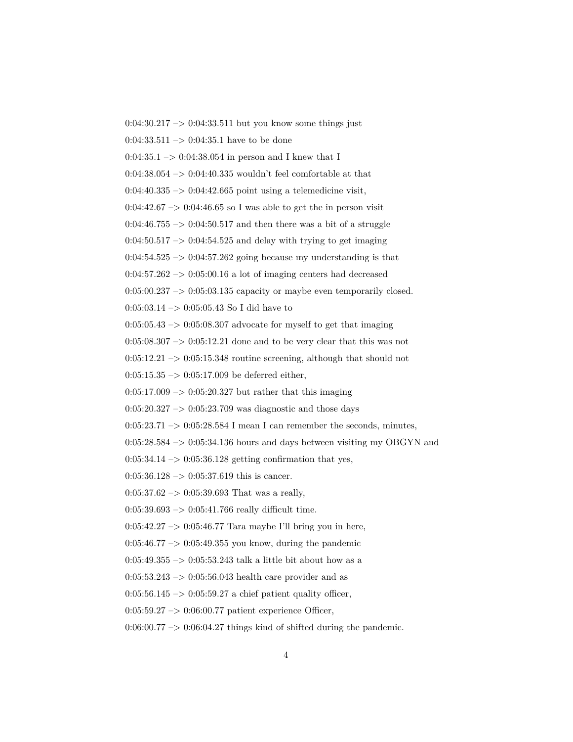0:04:30.217 –> 0:04:33.511 but you know some things just

0:04:33.511 –> 0:04:35.1 have to be done

0:04:35.1 –> 0:04:38.054 in person and I knew that I

0:04:38.054 –> 0:04:40.335 wouldn't feel comfortable at that

0:04:40.335 –> 0:04:42.665 point using a telemedicine visit,

0:04:42.67 –> 0:04:46.65 so I was able to get the in person visit

0:04:46.755 –> 0:04:50.517 and then there was a bit of a struggle

0:04:50.517 –> 0:04:54.525 and delay with trying to get imaging

0:04:54.525 –> 0:04:57.262 going because my understanding is that

0:04:57.262 –> 0:05:00.16 a lot of imaging centers had decreased

0:05:00.237 –> 0:05:03.135 capacity or maybe even temporarily closed.

0:05:03.14 –> 0:05:05.43 So I did have to

0:05:05.43 –> 0:05:08.307 advocate for myself to get that imaging

0:05:08.307 –> 0:05:12.21 done and to be very clear that this was not

0:05:12.21 –> 0:05:15.348 routine screening, although that should not

0:05:15.35 –> 0:05:17.009 be deferred either,

0:05:17.009 –> 0:05:20.327 but rather that this imaging

0:05:20.327 –> 0:05:23.709 was diagnostic and those days

0:05:23.71 –> 0:05:28.584 I mean I can remember the seconds, minutes,

0:05:28.584 –> 0:05:34.136 hours and days between visiting my OBGYN and

0:05:34.14 –> 0:05:36.128 getting confirmation that yes,

0:05:36.128 –> 0:05:37.619 this is cancer.

0:05:37.62 –> 0:05:39.693 That was a really,

0:05:39.693 –> 0:05:41.766 really difficult time.

0:05:42.27 –> 0:05:46.77 Tara maybe I'll bring you in here,

0:05:46.77 –> 0:05:49.355 you know, during the pandemic

0:05:49.355 –> 0:05:53.243 talk a little bit about how as a

0:05:53.243 –> 0:05:56.043 health care provider and as

0:05:56.145 –> 0:05:59.27 a chief patient quality officer,

0:05:59.27 –> 0:06:00.77 patient experience Officer,

0:06:00.77 –> 0:06:04.27 things kind of shifted during the pandemic.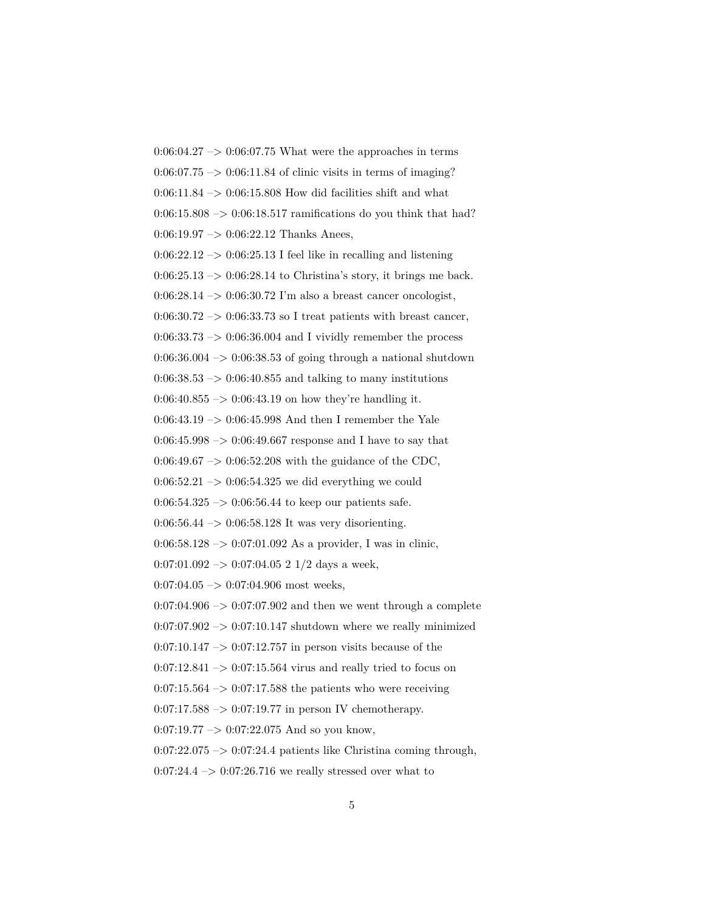0:06:04.27 –> 0:06:07.75 What were the approaches in terms

0:06:07.75 –> 0:06:11.84 of clinic visits in terms of imaging?

0:06:11.84 –> 0:06:15.808 How did facilities shift and what

0:06:15.808 –> 0:06:18.517 ramifications do you think that had?

0:06:19.97 –> 0:06:22.12 Thanks Anees,

0:06:22.12 –> 0:06:25.13 I feel like in recalling and listening

0:06:25.13 –> 0:06:28.14 to Christina's story, it brings me back.

0:06:28.14 –> 0:06:30.72 I'm also a breast cancer oncologist,

0:06:30.72 –> 0:06:33.73 so I treat patients with breast cancer,

0:06:33.73 –> 0:06:36.004 and I vividly remember the process

0:06:36.004 –> 0:06:38.53 of going through a national shutdown

0:06:38.53 –> 0:06:40.855 and talking to many institutions

0:06:40.855 –> 0:06:43.19 on how they're handling it.

0:06:43.19 –> 0:06:45.998 And then I remember the Yale

0:06:45.998 –> 0:06:49.667 response and I have to say that

0:06:49.67 –> 0:06:52.208 with the guidance of the CDC,

0:06:52.21 –> 0:06:54.325 we did everything we could

0:06:54.325 –> 0:06:56.44 to keep our patients safe.

0:06:56.44 –> 0:06:58.128 It was very disorienting.

0:06:58.128 –> 0:07:01.092 As a provider, I was in clinic,

0:07:01.092 –> 0:07:04.05 2 1/2 days a week,

0:07:04.05 –> 0:07:04.906 most weeks,

0:07:04.906 –> 0:07:07.902 and then we went through a complete

0:07:07.902 –> 0:07:10.147 shutdown where we really minimized

0:07:10.147 –> 0:07:12.757 in person visits because of the

0:07:12.841 –> 0:07:15.564 virus and really tried to focus on

0:07:15.564 –> 0:07:17.588 the patients who were receiving

0:07:17.588 –> 0:07:19.77 in person IV chemotherapy.

0:07:19.77 –> 0:07:22.075 And so you know,

0:07:22.075 –> 0:07:24.4 patients like Christina coming through,

0:07:24.4 –> 0:07:26.716 we really stressed over what to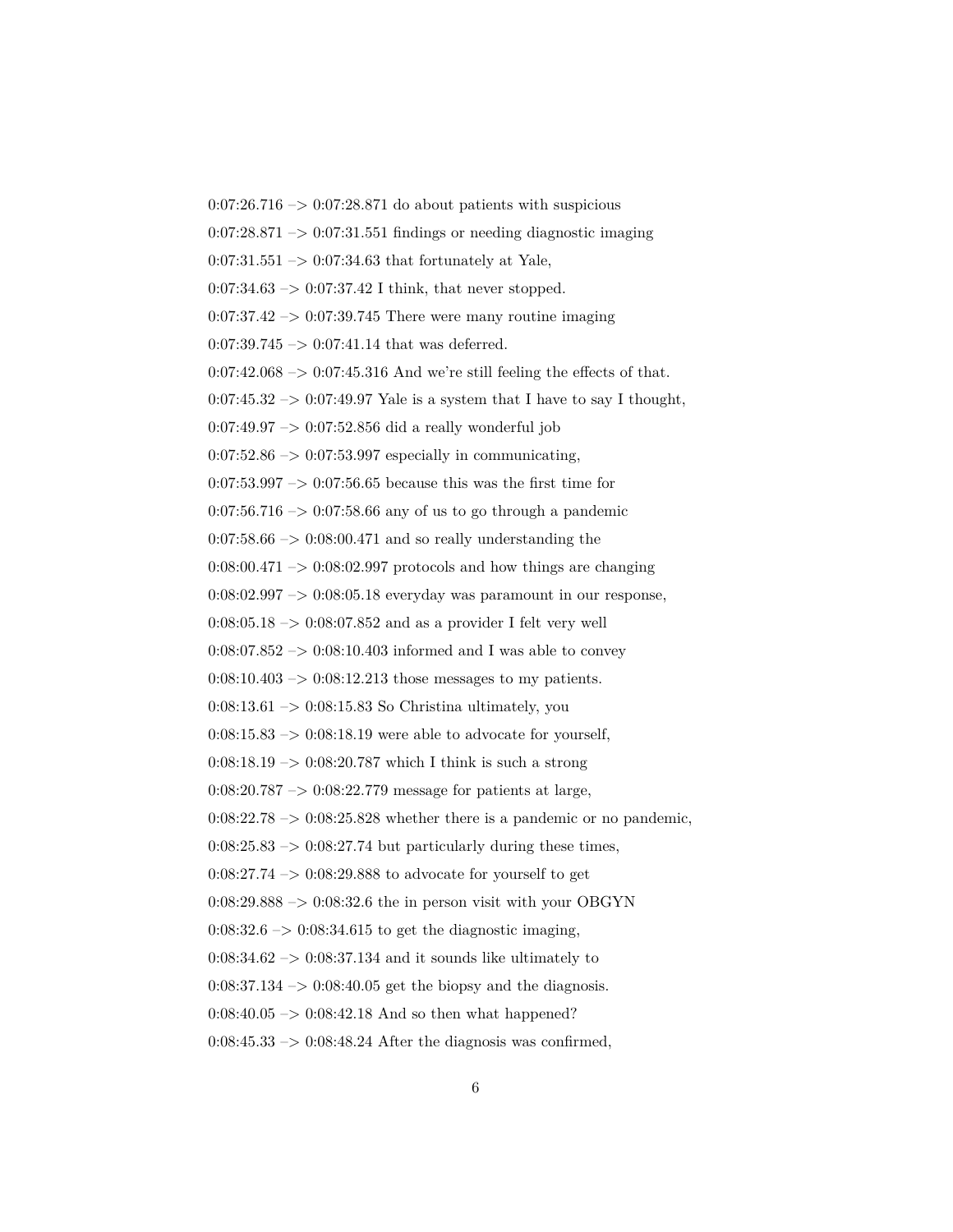0:07:26.716 –> 0:07:28.871 do about patients with suspicious

0:07:28.871 –> 0:07:31.551 findings or needing diagnostic imaging

0:07:31.551 –> 0:07:34.63 that fortunately at Yale,

0:07:34.63 –> 0:07:37.42 I think, that never stopped.

0:07:37.42 –> 0:07:39.745 There were many routine imaging

0:07:39.745 –> 0:07:41.14 that was deferred.

0:07:42.068 –> 0:07:45.316 And we're still feeling the effects of that.

0:07:45.32 –> 0:07:49.97 Yale is a system that I have to say I thought,

0:07:49.97 –> 0:07:52.856 did a really wonderful job

0:07:52.86 –> 0:07:53.997 especially in communicating,

0:07:53.997 –> 0:07:56.65 because this was the first time for

0:07:56.716 –> 0:07:58.66 any of us to go through a pandemic

0:07:58.66 –> 0:08:00.471 and so really understanding the

0:08:00.471 –> 0:08:02.997 protocols and how things are changing

0:08:02.997 –> 0:08:05.18 everyday was paramount in our response,

0:08:05.18 –> 0:08:07.852 and as a provider I felt very well

0:08:07.852 –> 0:08:10.403 informed and I was able to convey

0:08:10.403 –> 0:08:12.213 those messages to my patients.

0:08:13.61 –> 0:08:15.83 So Christina ultimately, you

0:08:15.83 –> 0:08:18.19 were able to advocate for yourself,

0:08:18.19 –> 0:08:20.787 which I think is such a strong

0:08:20.787 –> 0:08:22.779 message for patients at large,

0:08:22.78 –> 0:08:25.828 whether there is a pandemic or no pandemic,

0:08:25.83 –> 0:08:27.74 but particularly during these times,

0:08:27.74 –> 0:08:29.888 to advocate for yourself to get

0:08:29.888 –> 0:08:32.6 the in person visit with your OBGYN

0:08:32.6 –> 0:08:34.615 to get the diagnostic imaging,

0:08:34.62 –> 0:08:37.134 and it sounds like ultimately to

0:08:37.134 –> 0:08:40.05 get the biopsy and the diagnosis.

0:08:40.05 –> 0:08:42.18 And so then what happened?

0:08:45.33 –> 0:08:48.24 After the diagnosis was confirmed,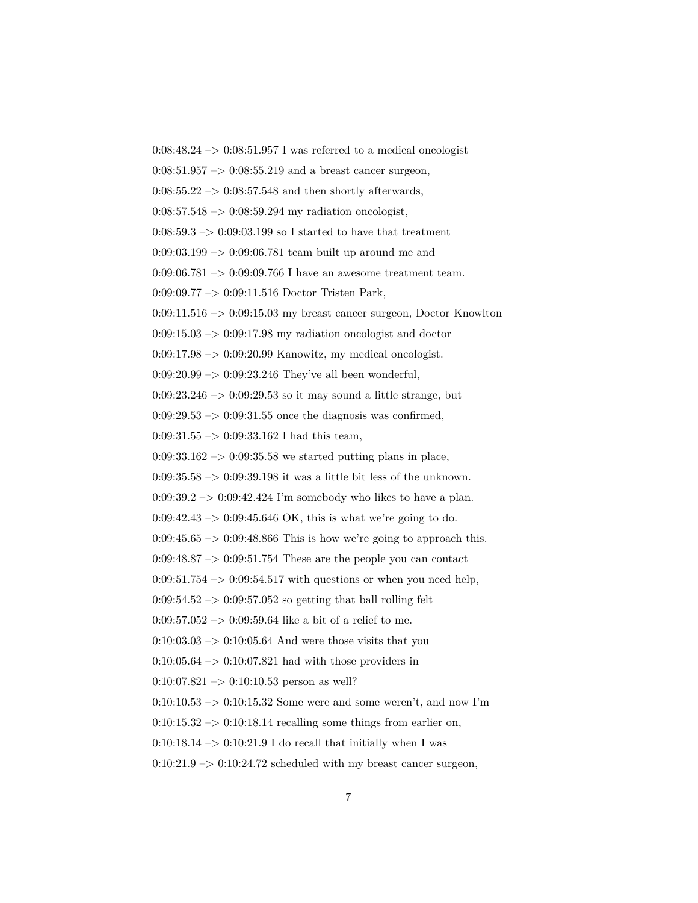0:08:48.24 –> 0:08:51.957 I was referred to a medical oncologist

0:08:51.957 –> 0:08:55.219 and a breast cancer surgeon,

0:08:55.22 –> 0:08:57.548 and then shortly afterwards,

0:08:57.548 –> 0:08:59.294 my radiation oncologist,

0:08:59.3 –> 0:09:03.199 so I started to have that treatment

0:09:03.199 –> 0:09:06.781 team built up around me and

0:09:06.781 –> 0:09:09.766 I have an awesome treatment team.

0:09:09.77 –> 0:09:11.516 Doctor Tristen Park,

0:09:11.516 –> 0:09:15.03 my breast cancer surgeon, Doctor Knowlton

0:09:15.03 –> 0:09:17.98 my radiation oncologist and doctor

0:09:17.98 –> 0:09:20.99 Kanowitz, my medical oncologist.

0:09:20.99 –> 0:09:23.246 They've all been wonderful,

0:09:23.246 –> 0:09:29.53 so it may sound a little strange, but

0:09:29.53 –> 0:09:31.55 once the diagnosis was confirmed,

0:09:31.55 –> 0:09:33.162 I had this team,

0:09:33.162 –> 0:09:35.58 we started putting plans in place,

0:09:35.58 –> 0:09:39.198 it was a little bit less of the unknown.

0:09:39.2 –> 0:09:42.424 I'm somebody who likes to have a plan.

0:09:42.43 –> 0:09:45.646 OK, this is what we're going to do.

0:09:45.65 –> 0:09:48.866 This is how we're going to approach this.

0:09:48.87 –> 0:09:51.754 These are the people you can contact

0:09:51.754 –> 0:09:54.517 with questions or when you need help,

0:09:54.52 –> 0:09:57.052 so getting that ball rolling felt

0:09:57.052 –> 0:09:59.64 like a bit of a relief to me.

0:10:03.03 –> 0:10:05.64 And were those visits that you

0:10:05.64 –> 0:10:07.821 had with those providers in

0:10:07.821 –> 0:10:10.53 person as well?

0:10:10.53 –> 0:10:15.32 Some were and some weren't, and now I'm

0:10:15.32 –> 0:10:18.14 recalling some things from earlier on,

0:10:18.14 –> 0:10:21.9 I do recall that initially when I was

0:10:21.9 –> 0:10:24.72 scheduled with my breast cancer surgeon,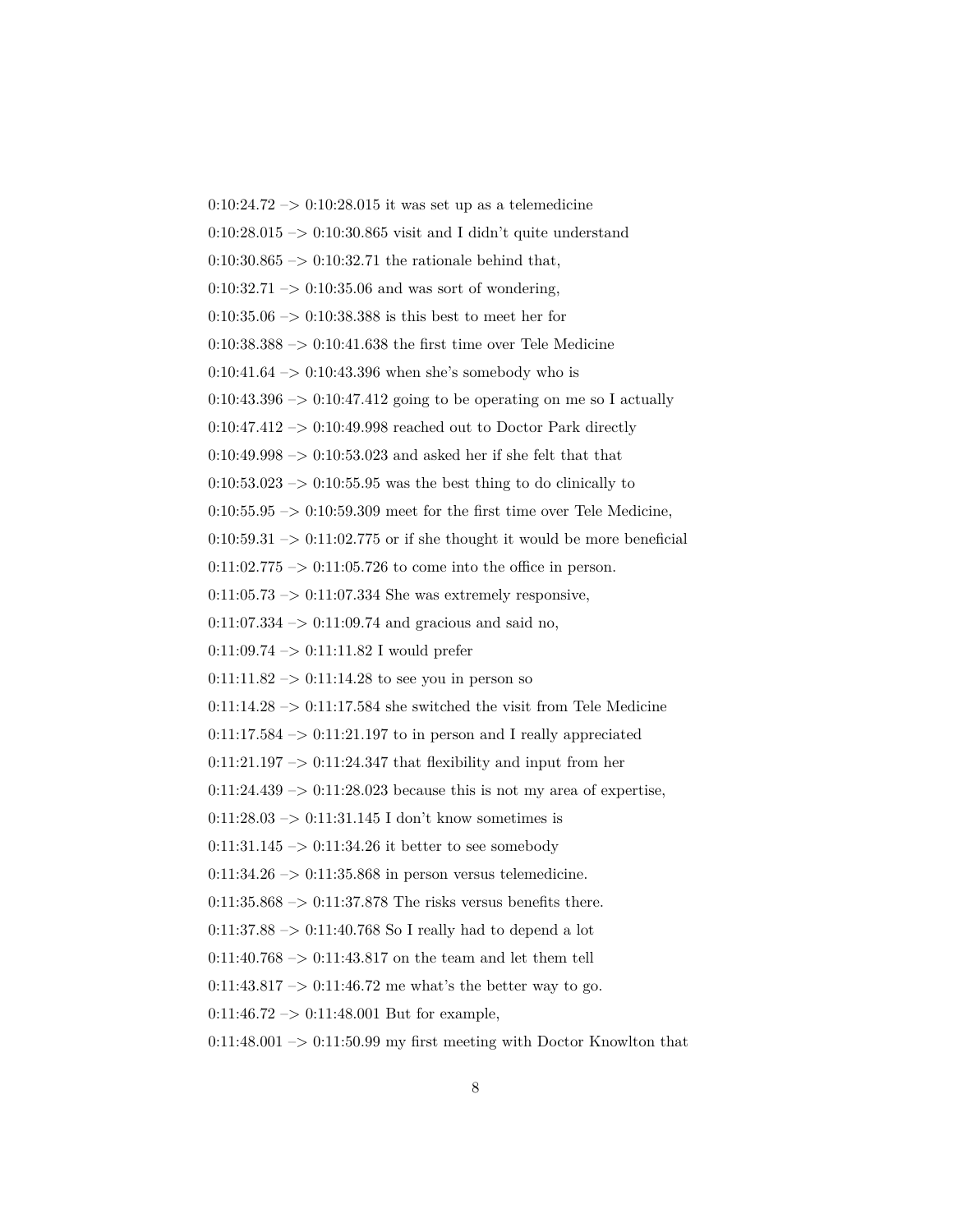0:10:24.72 –> 0:10:28.015 it was set up as a telemedicine

0:10:28.015 –> 0:10:30.865 visit and I didn't quite understand

0:10:30.865 –> 0:10:32.71 the rationale behind that,

0:10:32.71 –> 0:10:35.06 and was sort of wondering,

0:10:35.06 –> 0:10:38.388 is this best to meet her for

0:10:38.388 –> 0:10:41.638 the first time over Tele Medicine

0:10:41.64 –> 0:10:43.396 when she's somebody who is

0:10:43.396 –> 0:10:47.412 going to be operating on me so I actually

0:10:47.412 –> 0:10:49.998 reached out to Doctor Park directly

0:10:49.998 –> 0:10:53.023 and asked her if she felt that that

0:10:53.023 –> 0:10:55.95 was the best thing to do clinically to

0:10:55.95 –> 0:10:59.309 meet for the first time over Tele Medicine,

0:10:59.31 –> 0:11:02.775 or if she thought it would be more beneficial

0:11:02.775 –> 0:11:05.726 to come into the office in person.

0:11:05.73 –> 0:11:07.334 She was extremely responsive,

0:11:07.334 –> 0:11:09.74 and gracious and said no,

0:11:09.74 –> 0:11:11.82 I would prefer

0:11:11.82 –> 0:11:14.28 to see you in person so

0:11:14.28 –> 0:11:17.584 she switched the visit from Tele Medicine

0:11:17.584 –> 0:11:21.197 to in person and I really appreciated

0:11:21.197 –> 0:11:24.347 that flexibility and input from her

0:11:24.439 –> 0:11:28.023 because this is not my area of expertise,

0:11:28.03 –> 0:11:31.145 I don't know sometimes is

0:11:31.145 –> 0:11:34.26 it better to see somebody

0:11:34.26 –> 0:11:35.868 in person versus telemedicine.

0:11:35.868 –> 0:11:37.878 The risks versus benefits there.

0:11:37.88 –> 0:11:40.768 So I really had to depend a lot

0:11:40.768 –> 0:11:43.817 on the team and let them tell

0:11:43.817 –> 0:11:46.72 me what's the better way to go.

0:11:46.72 –> 0:11:48.001 But for example,

0:11:48.001 –> 0:11:50.99 my first meeting with Doctor Knowlton that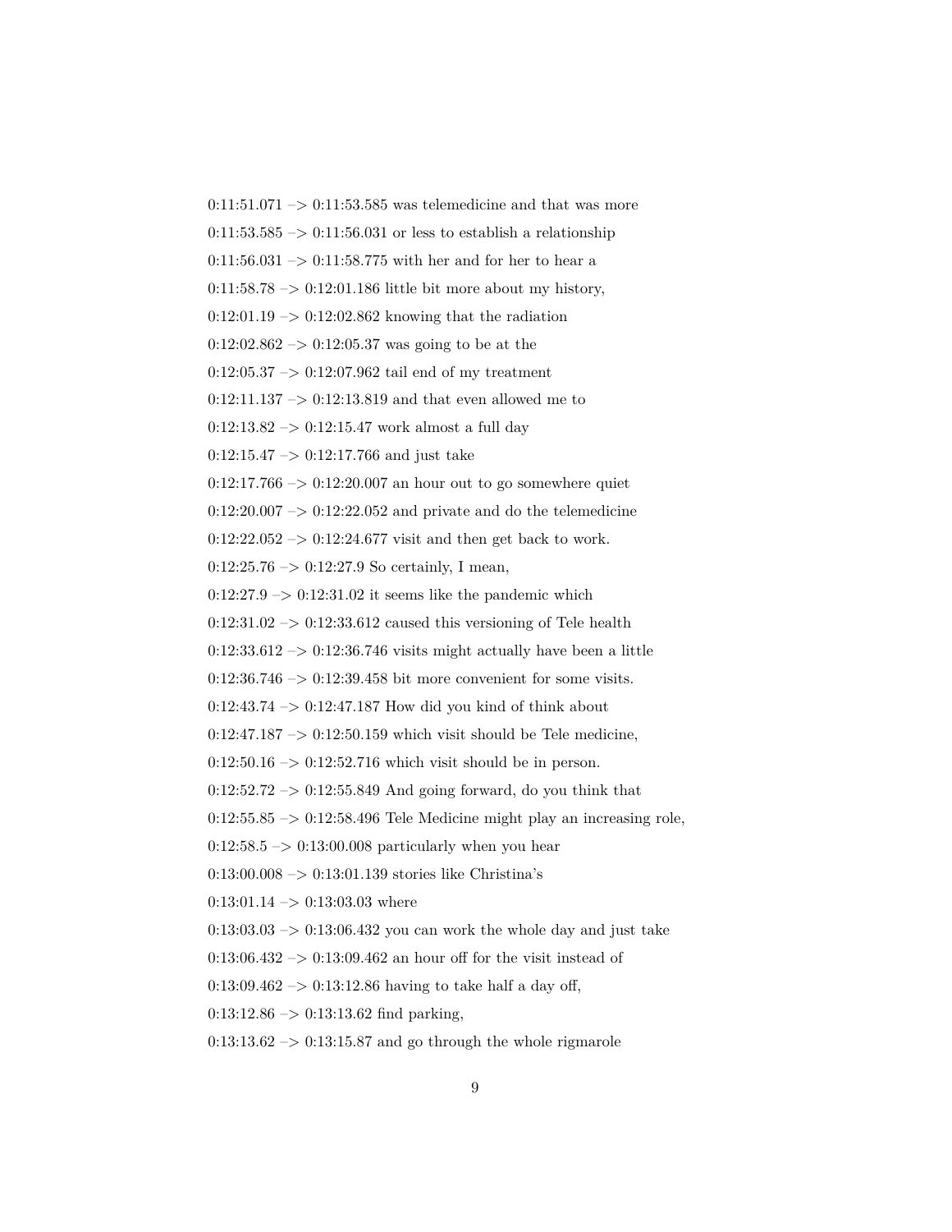0:11:51.071 –> 0:11:53.585 was telemedicine and that was more

0:11:53.585 –> 0:11:56.031 or less to establish a relationship

0:11:56.031 –> 0:11:58.775 with her and for her to hear a

0:11:58.78 –> 0:12:01.186 little bit more about my history,

0:12:01.19 –> 0:12:02.862 knowing that the radiation

0:12:02.862 –> 0:12:05.37 was going to be at the

0:12:05.37 –> 0:12:07.962 tail end of my treatment

0:12:11.137 –> 0:12:13.819 and that even allowed me to

0:12:13.82 –> 0:12:15.47 work almost a full day

0:12:15.47 –> 0:12:17.766 and just take

0:12:17.766 –> 0:12:20.007 an hour out to go somewhere quiet

0:12:20.007 –> 0:12:22.052 and private and do the telemedicine

0:12:22.052 –> 0:12:24.677 visit and then get back to work.

0:12:25.76 –> 0:12:27.9 So certainly, I mean,

0:12:27.9 –> 0:12:31.02 it seems like the pandemic which

0:12:31.02 –> 0:12:33.612 caused this versioning of Tele health

0:12:33.612 –> 0:12:36.746 visits might actually have been a little

0:12:36.746 –> 0:12:39.458 bit more convenient for some visits.

0:12:43.74 –> 0:12:47.187 How did you kind of think about

0:12:47.187 –> 0:12:50.159 which visit should be Tele medicine,

0:12:50.16 –> 0:12:52.716 which visit should be in person.

0:12:52.72 –> 0:12:55.849 And going forward, do you think that

0:12:55.85 –> 0:12:58.496 Tele Medicine might play an increasing role,

0:12:58.5 –> 0:13:00.008 particularly when you hear

0:13:00.008 –> 0:13:01.139 stories like Christina's

0:13:01.14 –> 0:13:03.03 where

0:13:03.03 –> 0:13:06.432 you can work the whole day and just take

0:13:06.432 –> 0:13:09.462 an hour off for the visit instead of

0:13:09.462 –> 0:13:12.86 having to take half a day off,

0:13:12.86 –> 0:13:13.62 find parking,

0:13:13.62 –> 0:13:15.87 and go through the whole rigmarole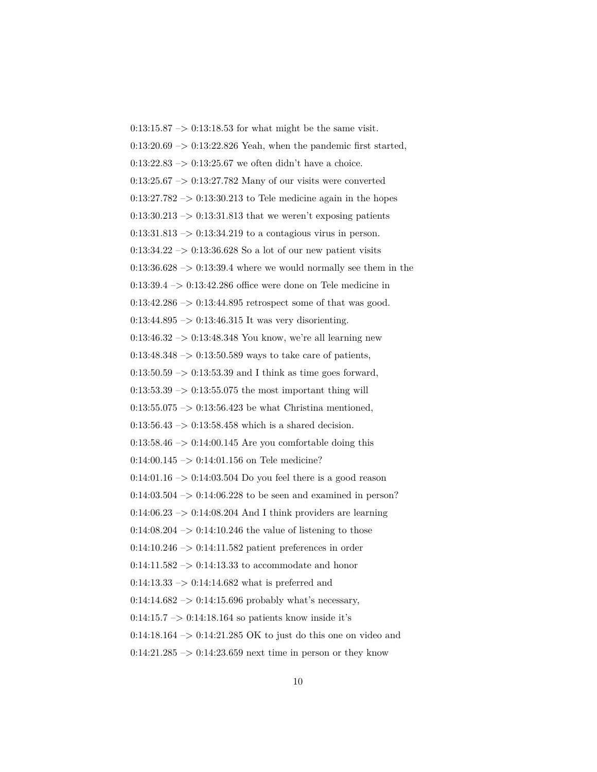0:13:15.87 –> 0:13:18.53 for what might be the same visit.

0:13:20.69 –> 0:13:22.826 Yeah, when the pandemic first started,

0:13:22.83 –> 0:13:25.67 we often didn't have a choice.

0:13:25.67 –> 0:13:27.782 Many of our visits were converted

0:13:27.782 –> 0:13:30.213 to Tele medicine again in the hopes

0:13:30.213 –> 0:13:31.813 that we weren't exposing patients

0:13:31.813 –> 0:13:34.219 to a contagious virus in person.

0:13:34.22 –> 0:13:36.628 So a lot of our new patient visits

0:13:36.628 –> 0:13:39.4 where we would normally see them in the

0:13:39.4 –> 0:13:42.286 office were done on Tele medicine in

0:13:42.286 –> 0:13:44.895 retrospect some of that was good.

0:13:44.895 –> 0:13:46.315 It was very disorienting.

0:13:46.32 –> 0:13:48.348 You know, we're all learning new

0:13:48.348 –> 0:13:50.589 ways to take care of patients,

0:13:50.59 –> 0:13:53.39 and I think as time goes forward,

0:13:53.39 –> 0:13:55.075 the most important thing will

0:13:55.075 –> 0:13:56.423 be what Christina mentioned,

0:13:56.43 –> 0:13:58.458 which is a shared decision.

0:13:58.46 –> 0:14:00.145 Are you comfortable doing this

0:14:00.145 –> 0:14:01.156 on Tele medicine?

0:14:01.16 –> 0:14:03.504 Do you feel there is a good reason

0:14:03.504 –> 0:14:06.228 to be seen and examined in person?

0:14:06.23 –> 0:14:08.204 And I think providers are learning

0:14:08.204 –> 0:14:10.246 the value of listening to those

0:14:10.246 –> 0:14:11.582 patient preferences in order

0:14:11.582 –> 0:14:13.33 to accommodate and honor

0:14:13.33 –> 0:14:14.682 what is preferred and

0:14:14.682 –> 0:14:15.696 probably what's necessary,

0:14:15.7 –> 0:14:18.164 so patients know inside it's

0:14:18.164 –> 0:14:21.285 OK to just do this one on video and

0:14:21.285 –> 0:14:23.659 next time in person or they know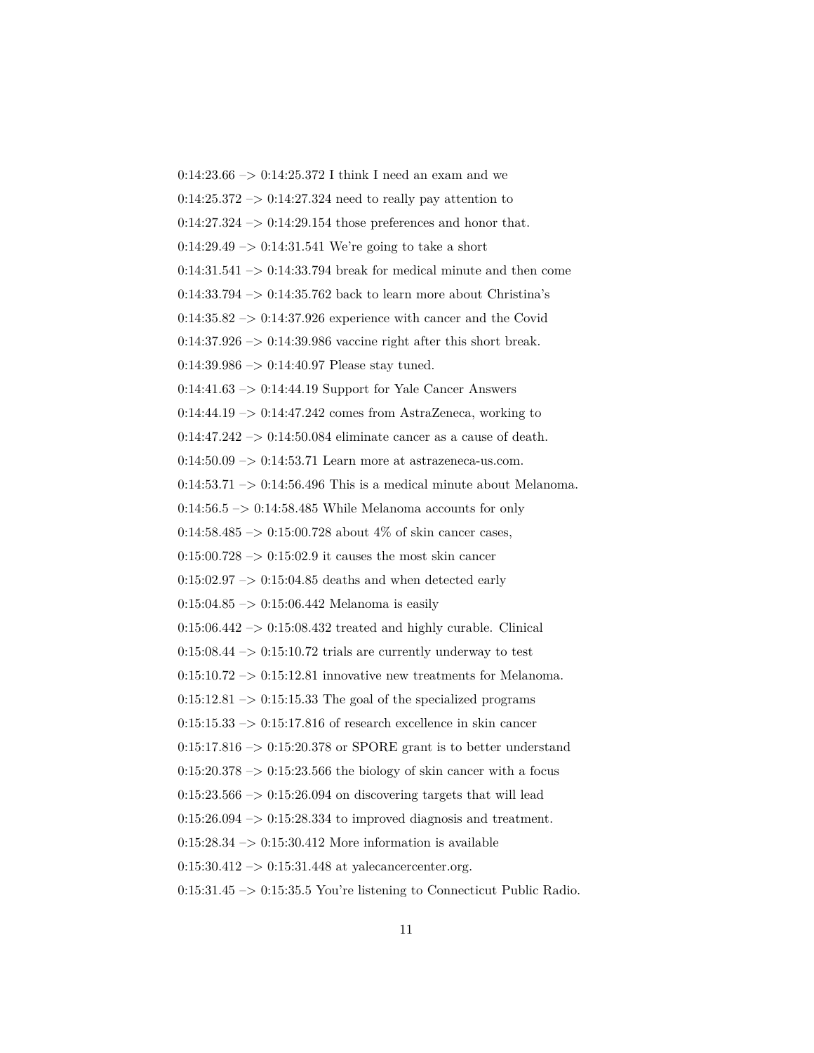0:14:23.66 –> 0:14:25.372 I think I need an exam and we

0:14:25.372 –> 0:14:27.324 need to really pay attention to

0:14:27.324 –> 0:14:29.154 those preferences and honor that.

0:14:29.49 –> 0:14:31.541 We're going to take a short

0:14:31.541 –> 0:14:33.794 break for medical minute and then come

0:14:33.794 –> 0:14:35.762 back to learn more about Christina's

0:14:35.82 –> 0:14:37.926 experience with cancer and the Covid

0:14:37.926 –> 0:14:39.986 vaccine right after this short break.

0:14:39.986 –> 0:14:40.97 Please stay tuned.

0:14:41.63 –> 0:14:44.19 Support for Yale Cancer Answers

0:14:44.19 –> 0:14:47.242 comes from AstraZeneca, working to

0:14:47.242 –> 0:14:50.084 eliminate cancer as a cause of death.

0:14:50.09 –> 0:14:53.71 Learn more at astrazeneca-us.com.

0:14:53.71 –> 0:14:56.496 This is a medical minute about Melanoma.

0:14:56.5 –> 0:14:58.485 While Melanoma accounts for only

0:14:58.485 –> 0:15:00.728 about 4% of skin cancer cases,

0:15:00.728 –> 0:15:02.9 it causes the most skin cancer

0:15:02.97 –> 0:15:04.85 deaths and when detected early

0:15:04.85 –> 0:15:06.442 Melanoma is easily

0:15:06.442 –> 0:15:08.432 treated and highly curable. Clinical

0:15:08.44 –> 0:15:10.72 trials are currently underway to test

0:15:10.72 –> 0:15:12.81 innovative new treatments for Melanoma.

0:15:12.81 –> 0:15:15.33 The goal of the specialized programs

0:15:15.33 –> 0:15:17.816 of research excellence in skin cancer

0:15:17.816 –> 0:15:20.378 or SPORE grant is to better understand

0:15:20.378 –> 0:15:23.566 the biology of skin cancer with a focus

0:15:23.566 –> 0:15:26.094 on discovering targets that will lead

0:15:26.094 –> 0:15:28.334 to improved diagnosis and treatment.

0:15:28.34 –> 0:15:30.412 More information is available

0:15:30.412 –> 0:15:31.448 at yalecancercenter.org.

0:15:31.45 –> 0:15:35.5 You're listening to Connecticut Public Radio.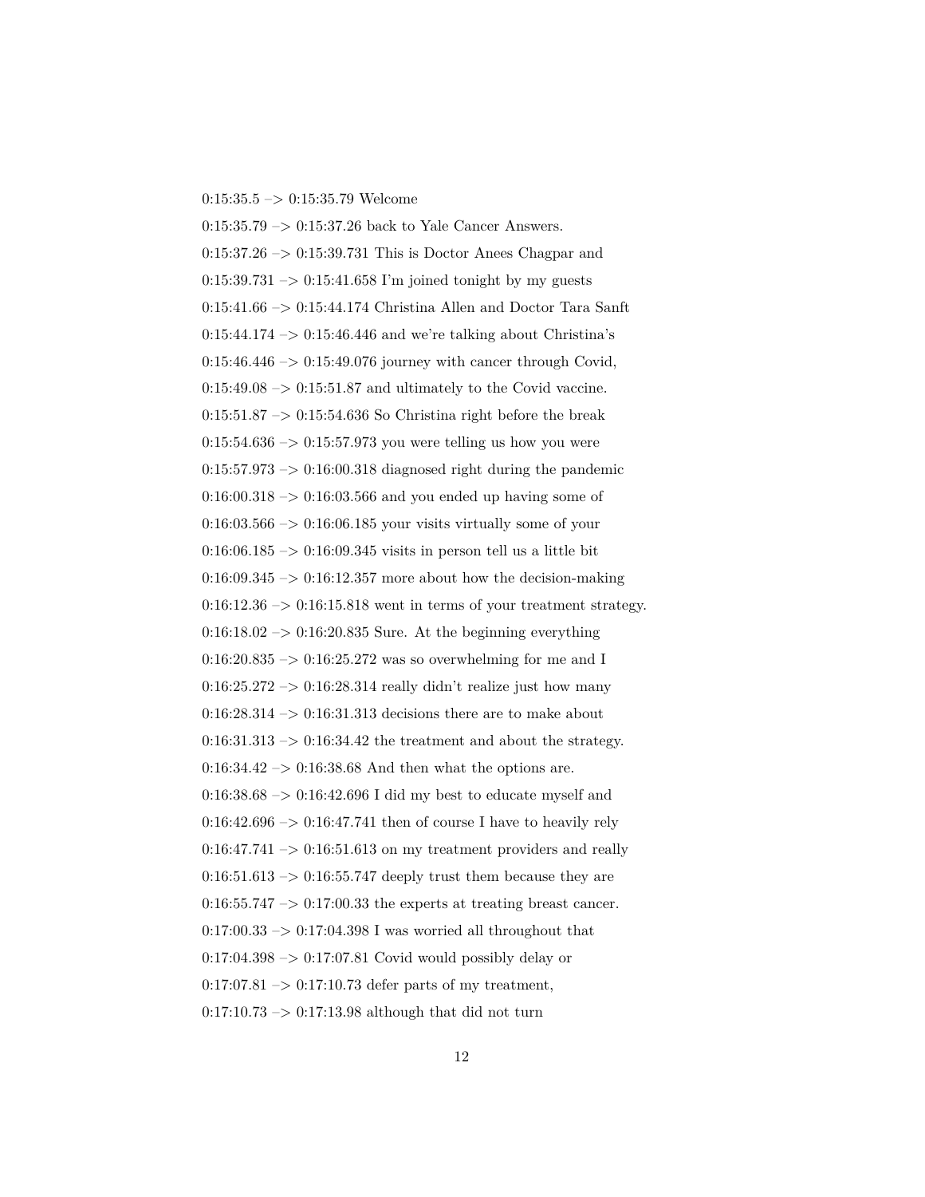0:15:35.5 –> 0:15:35.79 Welcome

0:15:35.79 –> 0:15:37.26 back to Yale Cancer Answers.

0:15:37.26 –> 0:15:39.731 This is Doctor Anees Chagpar and

0:15:39.731 –> 0:15:41.658 I'm joined tonight by my guests

0:15:41.66 –> 0:15:44.174 Christina Allen and Doctor Tara Sanft

0:15:44.174 –> 0:15:46.446 and we're talking about Christina's

0:15:46.446 –> 0:15:49.076 journey with cancer through Covid,

0:15:49.08 –> 0:15:51.87 and ultimately to the Covid vaccine.

0:15:51.87 –> 0:15:54.636 So Christina right before the break

0:15:54.636 –> 0:15:57.973 you were telling us how you were

0:15:57.973 –> 0:16:00.318 diagnosed right during the pandemic

0:16:00.318 –> 0:16:03.566 and you ended up having some of

0:16:03.566 –> 0:16:06.185 your visits virtually some of your

0:16:06.185 –> 0:16:09.345 visits in person tell us a little bit

0:16:09.345 –> 0:16:12.357 more about how the decision-making

0:16:12.36 –> 0:16:15.818 went in terms of your treatment strategy.

0:16:18.02 –> 0:16:20.835 Sure. At the beginning everything

0:16:20.835 –> 0:16:25.272 was so overwhelming for me and I

0:16:25.272 –> 0:16:28.314 really didn't realize just how many

0:16:28.314 –> 0:16:31.313 decisions there are to make about

0:16:31.313 –> 0:16:34.42 the treatment and about the strategy.

0:16:34.42 –> 0:16:38.68 And then what the options are.

0:16:38.68 –> 0:16:42.696 I did my best to educate myself and

0:16:42.696 –> 0:16:47.741 then of course I have to heavily rely

0:16:47.741 –> 0:16:51.613 on my treatment providers and really

0:16:51.613 –> 0:16:55.747 deeply trust them because they are

0:16:55.747 –> 0:17:00.33 the experts at treating breast cancer.

0:17:00.33 –> 0:17:04.398 I was worried all throughout that

0:17:04.398 –> 0:17:07.81 Covid would possibly delay or

0:17:07.81 –> 0:17:10.73 defer parts of my treatment,

0:17:10.73 –> 0:17:13.98 although that did not turn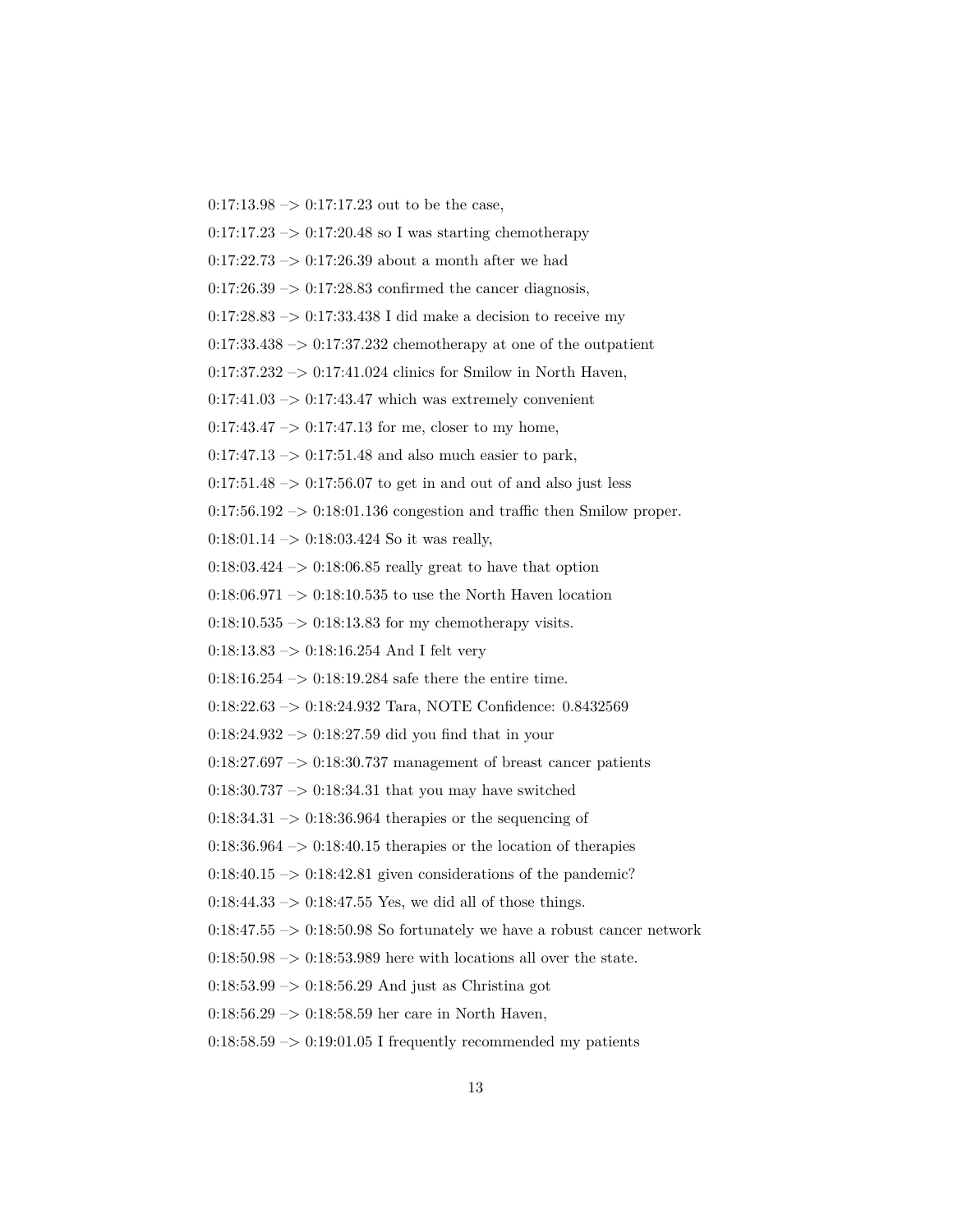0:17:13.98 –> 0:17:17.23 out to be the case,

0:17:17.23 –> 0:17:20.48 so I was starting chemotherapy

0:17:22.73 –> 0:17:26.39 about a month after we had

0:17:26.39 –> 0:17:28.83 confirmed the cancer diagnosis,

0:17:28.83 –> 0:17:33.438 I did make a decision to receive my

0:17:33.438 –> 0:17:37.232 chemotherapy at one of the outpatient

0:17:37.232 –> 0:17:41.024 clinics for Smilow in North Haven,

0:17:41.03 –> 0:17:43.47 which was extremely convenient

0:17:43.47 –> 0:17:47.13 for me, closer to my home,

0:17:47.13 –> 0:17:51.48 and also much easier to park,

0:17:51.48 –> 0:17:56.07 to get in and out of and also just less

0:17:56.192 –> 0:18:01.136 congestion and traffic then Smilow proper.

0:18:01.14 –> 0:18:03.424 So it was really,

0:18:03.424 –> 0:18:06.85 really great to have that option

0:18:06.971 –> 0:18:10.535 to use the North Haven location

0:18:10.535 –> 0:18:13.83 for my chemotherapy visits.

0:18:13.83 –> 0:18:16.254 And I felt very

0:18:16.254 –> 0:18:19.284 safe there the entire time.

0:18:22.63 –> 0:18:24.932 Tara, NOTE Confidence: 0.8432569

0:18:24.932 –> 0:18:27.59 did you find that in your

0:18:27.697 –> 0:18:30.737 management of breast cancer patients

0:18:30.737 –> 0:18:34.31 that you may have switched

0:18:34.31 –> 0:18:36.964 therapies or the sequencing of

0:18:36.964 –> 0:18:40.15 therapies or the location of therapies

0:18:40.15 –> 0:18:42.81 given considerations of the pandemic?

0:18:44.33 –> 0:18:47.55 Yes, we did all of those things.

0:18:47.55 –> 0:18:50.98 So fortunately we have a robust cancer network

0:18:50.98 –> 0:18:53.989 here with locations all over the state.

0:18:53.99 –> 0:18:56.29 And just as Christina got

0:18:56.29 –> 0:18:58.59 her care in North Haven,

0:18:58.59 –> 0:19:01.05 I frequently recommended my patients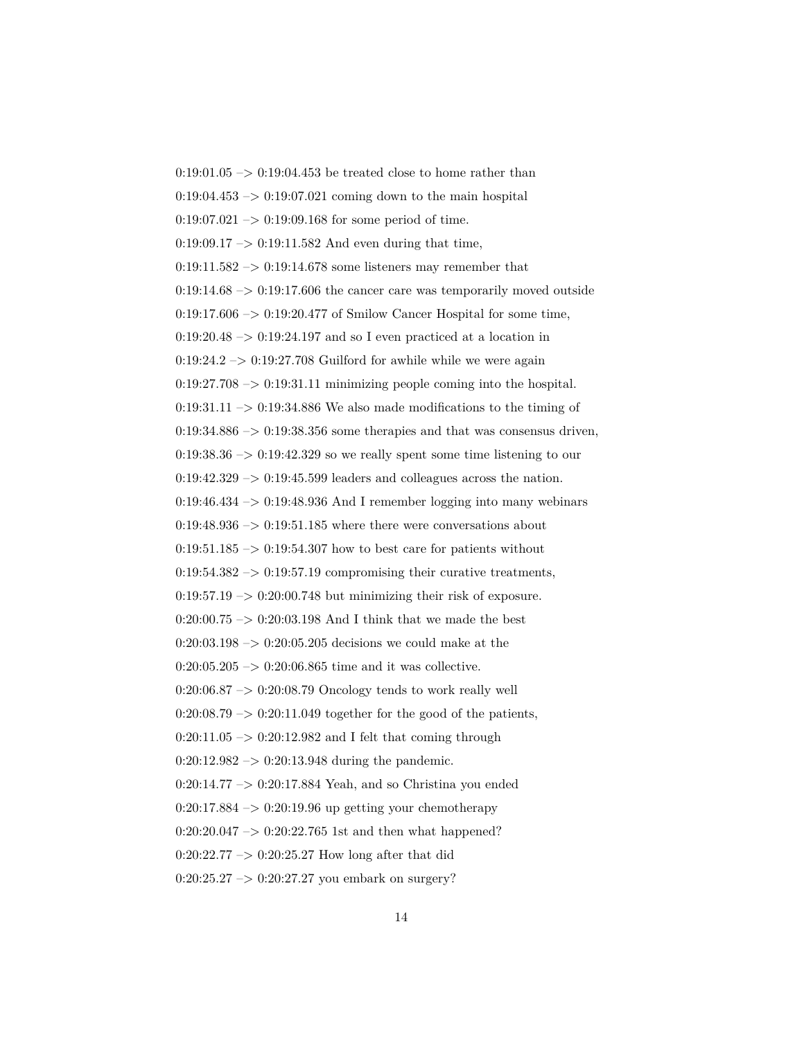0:19:01.05 –> 0:19:04.453 be treated close to home rather than

0:19:04.453 –> 0:19:07.021 coming down to the main hospital

0:19:07.021 –> 0:19:09.168 for some period of time.

0:19:09.17 –> 0:19:11.582 And even during that time,

0:19:11.582 –> 0:19:14.678 some listeners may remember that

0:19:14.68 –> 0:19:17.606 the cancer care was temporarily moved outside

0:19:17.606 –> 0:19:20.477 of Smilow Cancer Hospital for some time,

0:19:20.48 –> 0:19:24.197 and so I even practiced at a location in

0:19:24.2 –> 0:19:27.708 Guilford for awhile while we were again

0:19:27.708 –> 0:19:31.11 minimizing people coming into the hospital.

0:19:31.11 –> 0:19:34.886 We also made modifications to the timing of

0:19:34.886 –> 0:19:38.356 some therapies and that was consensus driven,

0:19:38.36 –> 0:19:42.329 so we really spent some time listening to our

0:19:42.329 –> 0:19:45.599 leaders and colleagues across the nation.

0:19:46.434 –> 0:19:48.936 And I remember logging into many webinars

0:19:48.936 –> 0:19:51.185 where there were conversations about

0:19:51.185 –> 0:19:54.307 how to best care for patients without

0:19:54.382 –> 0:19:57.19 compromising their curative treatments,

0:19:57.19 –> 0:20:00.748 but minimizing their risk of exposure.

0:20:00.75 –> 0:20:03.198 And I think that we made the best

0:20:03.198 –> 0:20:05.205 decisions we could make at the

0:20:05.205 –> 0:20:06.865 time and it was collective.

0:20:06.87 –> 0:20:08.79 Oncology tends to work really well

0:20:08.79 –> 0:20:11.049 together for the good of the patients,

0:20:11.05 –> 0:20:12.982 and I felt that coming through

0:20:12.982 –> 0:20:13.948 during the pandemic.

0:20:14.77 –> 0:20:17.884 Yeah, and so Christina you ended

0:20:17.884 –> 0:20:19.96 up getting your chemotherapy

0:20:20.047 –> 0:20:22.765 1st and then what happened?

0:20:22.77 –> 0:20:25.27 How long after that did

0:20:25.27 –> 0:20:27.27 you embark on surgery?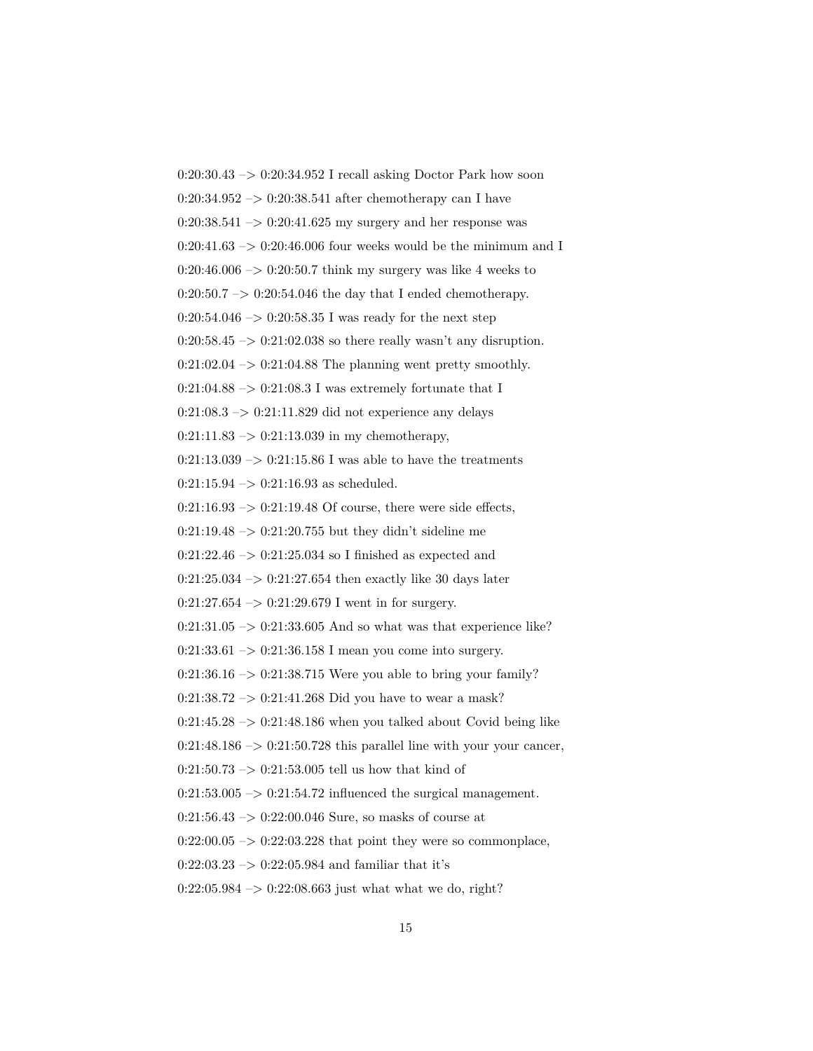0:20:30.43 –> 0:20:34.952 I recall asking Doctor Park how soon

0:20:34.952 –> 0:20:38.541 after chemotherapy can I have

0:20:38.541 –> 0:20:41.625 my surgery and her response was

0:20:41.63 –> 0:20:46.006 four weeks would be the minimum and I

0:20:46.006 –> 0:20:50.7 think my surgery was like 4 weeks to

0:20:50.7 –> 0:20:54.046 the day that I ended chemotherapy.

0:20:54.046 –> 0:20:58.35 I was ready for the next step

0:20:58.45 –> 0:21:02.038 so there really wasn't any disruption.

0:21:02.04 –> 0:21:04.88 The planning went pretty smoothly.

0:21:04.88 –> 0:21:08.3 I was extremely fortunate that I

0:21:08.3 –> 0:21:11.829 did not experience any delays

0:21:11.83 –> 0:21:13.039 in my chemotherapy,

0:21:13.039 –> 0:21:15.86 I was able to have the treatments

0:21:15.94 –> 0:21:16.93 as scheduled.

0:21:16.93 –> 0:21:19.48 Of course, there were side effects,

0:21:19.48 –> 0:21:20.755 but they didn't sideline me

0:21:22.46 –> 0:21:25.034 so I finished as expected and

0:21:25.034 –> 0:21:27.654 then exactly like 30 days later

0:21:27.654 –> 0:21:29.679 I went in for surgery.

0:21:31.05 –> 0:21:33.605 And so what was that experience like?

0:21:33.61 –> 0:21:36.158 I mean you come into surgery.

0:21:36.16 –> 0:21:38.715 Were you able to bring your family?

0:21:38.72 –> 0:21:41.268 Did you have to wear a mask?

0:21:45.28 –> 0:21:48.186 when you talked about Covid being like

0:21:48.186 –> 0:21:50.728 this parallel line with your your cancer,

0:21:50.73 –> 0:21:53.005 tell us how that kind of

0:21:53.005 –> 0:21:54.72 influenced the surgical management.

0:21:56.43 –> 0:22:00.046 Sure, so masks of course at

0:22:00.05 –> 0:22:03.228 that point they were so commonplace,

0:22:03.23 –> 0:22:05.984 and familiar that it's

0:22:05.984 –> 0:22:08.663 just what what we do, right?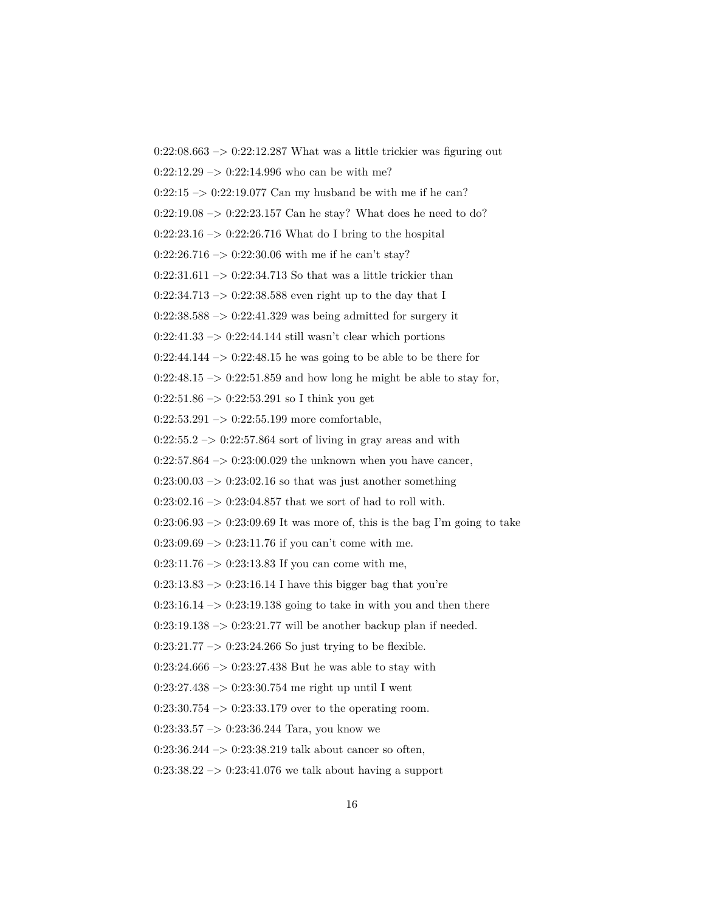0:22:08.663 –> 0:22:12.287 What was a little trickier was figuring out

0:22:12.29 –> 0:22:14.996 who can be with me?

0:22:15 –> 0:22:19.077 Can my husband be with me if he can?

0:22:19.08 –> 0:22:23.157 Can he stay? What does he need to do?

0:22:23.16 –> 0:22:26.716 What do I bring to the hospital

0:22:26.716 –> 0:22:30.06 with me if he can't stay?

0:22:31.611 –> 0:22:34.713 So that was a little trickier than

0:22:34.713 –> 0:22:38.588 even right up to the day that I

0:22:38.588 –> 0:22:41.329 was being admitted for surgery it

0:22:41.33 –> 0:22:44.144 still wasn't clear which portions

0:22:44.144 –> 0:22:48.15 he was going to be able to be there for

0:22:48.15 –> 0:22:51.859 and how long he might be able to stay for,

0:22:51.86 –> 0:22:53.291 so I think you get

0:22:53.291 –> 0:22:55.199 more comfortable,

0:22:55.2 –> 0:22:57.864 sort of living in gray areas and with

0:22:57.864 –> 0:23:00.029 the unknown when you have cancer,

0:23:00.03 –> 0:23:02.16 so that was just another something

0:23:02.16 –> 0:23:04.857 that we sort of had to roll with.

0:23:06.93 –> 0:23:09.69 It was more of, this is the bag I'm going to take

0:23:09.69 –> 0:23:11.76 if you can't come with me.

0:23:11.76 –> 0:23:13.83 If you can come with me,

0:23:13.83 –> 0:23:16.14 I have this bigger bag that you're

0:23:16.14 –> 0:23:19.138 going to take in with you and then there

0:23:19.138 –> 0:23:21.77 will be another backup plan if needed.

0:23:21.77 –> 0:23:24.266 So just trying to be flexible.

0:23:24.666 –> 0:23:27.438 But he was able to stay with

0:23:27.438 –> 0:23:30.754 me right up until I went

0:23:30.754 –> 0:23:33.179 over to the operating room.

0:23:33.57 –> 0:23:36.244 Tara, you know we

0:23:36.244 –> 0:23:38.219 talk about cancer so often,

0:23:38.22 –> 0:23:41.076 we talk about having a support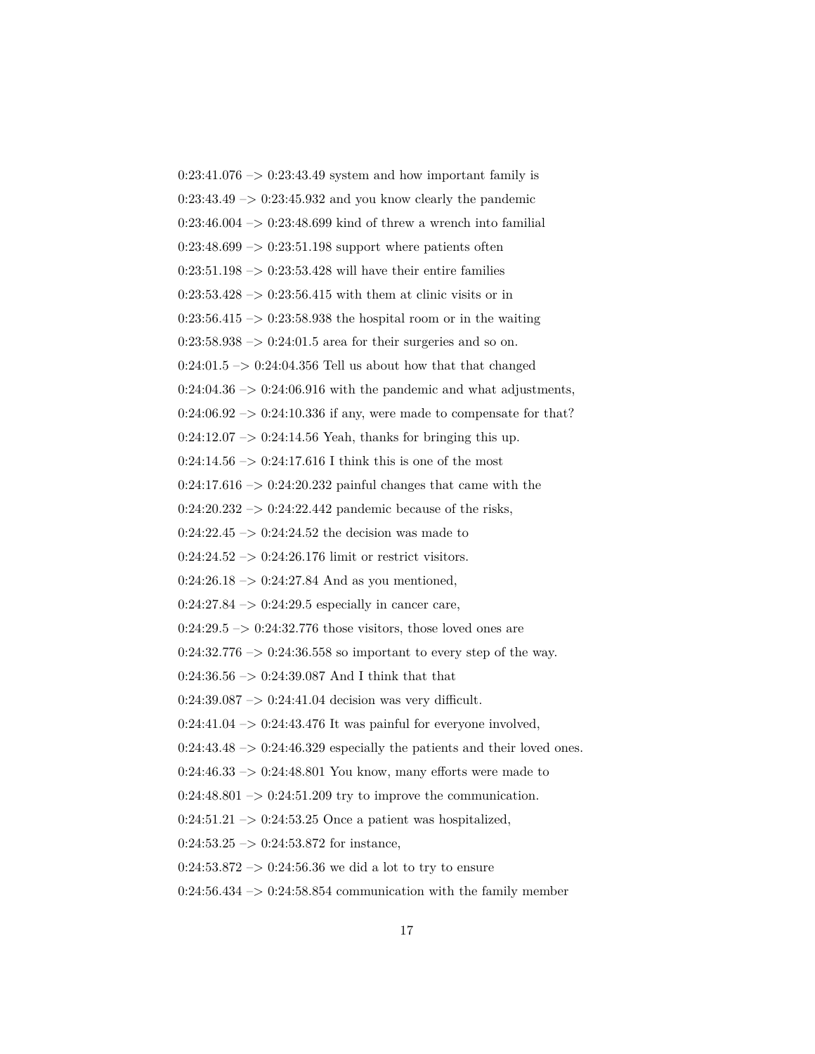0:23:41.076 –> 0:23:43.49 system and how important family is

0:23:43.49 –> 0:23:45.932 and you know clearly the pandemic

0:23:46.004 –> 0:23:48.699 kind of threw a wrench into familial

0:23:48.699 –> 0:23:51.198 support where patients often

0:23:51.198 –> 0:23:53.428 will have their entire families

0:23:53.428 –> 0:23:56.415 with them at clinic visits or in

0:23:56.415 –> 0:23:58.938 the hospital room or in the waiting

0:23:58.938 –> 0:24:01.5 area for their surgeries and so on.

0:24:01.5 –> 0:24:04.356 Tell us about how that that changed

0:24:04.36 –> 0:24:06.916 with the pandemic and what adjustments,

0:24:06.92 –> 0:24:10.336 if any, were made to compensate for that?

0:24:12.07 –> 0:24:14.56 Yeah, thanks for bringing this up.

0:24:14.56 –> 0:24:17.616 I think this is one of the most

0:24:17.616 –> 0:24:20.232 painful changes that came with the

0:24:20.232 –> 0:24:22.442 pandemic because of the risks,

0:24:22.45 –> 0:24:24.52 the decision was made to

0:24:24.52 –> 0:24:26.176 limit or restrict visitors.

0:24:26.18 –> 0:24:27.84 And as you mentioned,

0:24:27.84 –> 0:24:29.5 especially in cancer care,

0:24:29.5 –> 0:24:32.776 those visitors, those loved ones are

0:24:32.776 –> 0:24:36.558 so important to every step of the way.

0:24:36.56 –> 0:24:39.087 And I think that that

0:24:39.087 –> 0:24:41.04 decision was very difficult.

0:24:41.04 –> 0:24:43.476 It was painful for everyone involved,

0:24:43.48 –> 0:24:46.329 especially the patients and their loved ones.

0:24:46.33 –> 0:24:48.801 You know, many efforts were made to

0:24:48.801 –> 0:24:51.209 try to improve the communication.

0:24:51.21 –> 0:24:53.25 Once a patient was hospitalized,

0:24:53.25 –> 0:24:53.872 for instance,

0:24:53.872 –> 0:24:56.36 we did a lot to try to ensure

0:24:56.434 –> 0:24:58.854 communication with the family member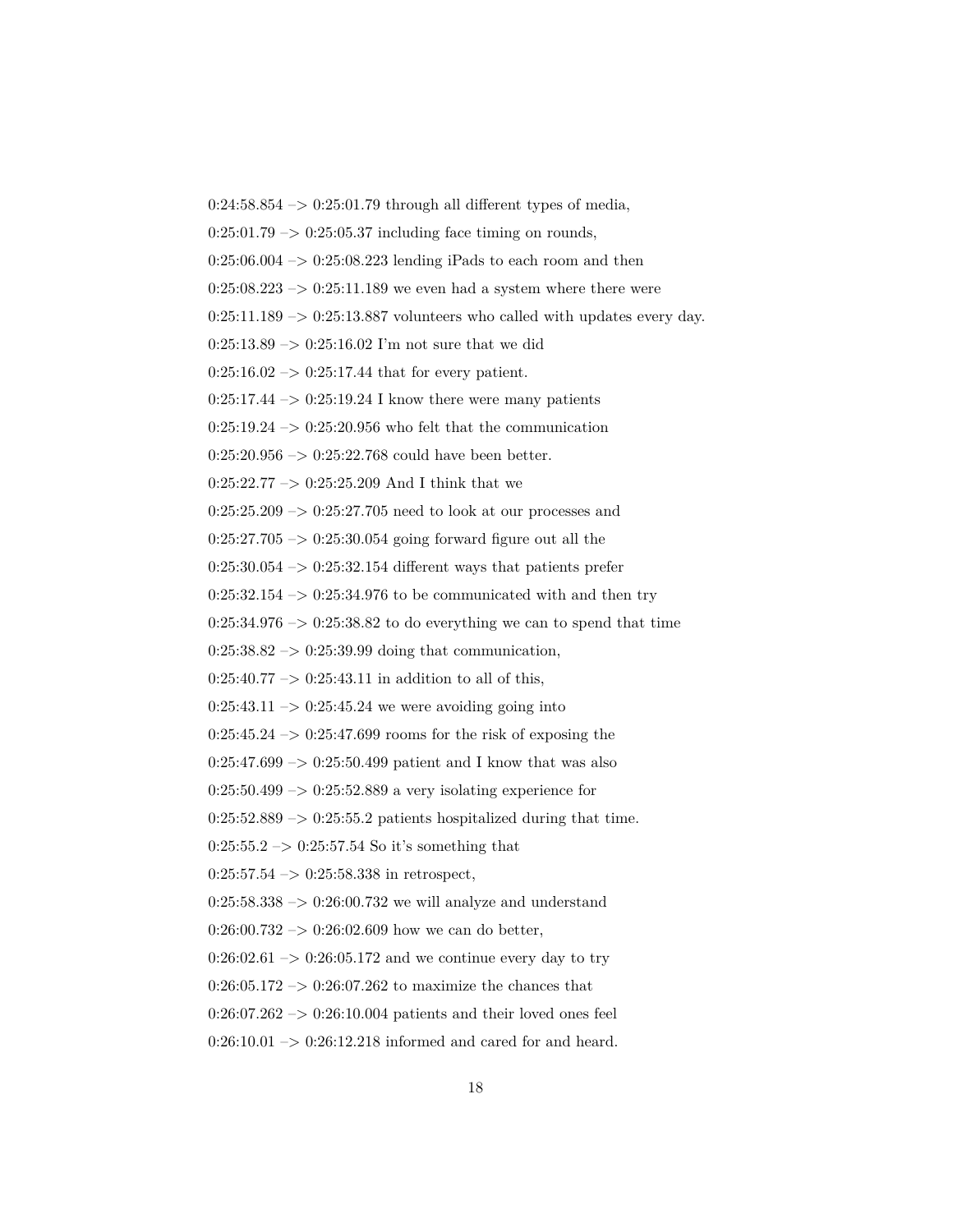0:24:58.854 –> 0:25:01.79 through all different types of media,

0:25:01.79 –> 0:25:05.37 including face timing on rounds,

0:25:06.004 –> 0:25:08.223 lending iPads to each room and then

0:25:08.223 –> 0:25:11.189 we even had a system where there were

0:25:11.189 –> 0:25:13.887 volunteers who called with updates every day.

0:25:13.89 –> 0:25:16.02 I'm not sure that we did

0:25:16.02 –> 0:25:17.44 that for every patient.

0:25:17.44 –> 0:25:19.24 I know there were many patients

0:25:19.24 –> 0:25:20.956 who felt that the communication

0:25:20.956 –> 0:25:22.768 could have been better.

0:25:22.77 –> 0:25:25.209 And I think that we

0:25:25.209 –> 0:25:27.705 need to look at our processes and

0:25:27.705 –> 0:25:30.054 going forward figure out all the

0:25:30.054 –> 0:25:32.154 different ways that patients prefer

0:25:32.154 –> 0:25:34.976 to be communicated with and then try

0:25:34.976 –> 0:25:38.82 to do everything we can to spend that time

0:25:38.82 –> 0:25:39.99 doing that communication,

0:25:40.77 –> 0:25:43.11 in addition to all of this,

0:25:43.11 –> 0:25:45.24 we were avoiding going into

0:25:45.24 –> 0:25:47.699 rooms for the risk of exposing the

0:25:47.699 –> 0:25:50.499 patient and I know that was also

0:25:50.499 –> 0:25:52.889 a very isolating experience for

0:25:52.889 –> 0:25:55.2 patients hospitalized during that time.

0:25:55.2 –> 0:25:57.54 So it's something that

0:25:57.54 –> 0:25:58.338 in retrospect,

0:25:58.338 –> 0:26:00.732 we will analyze and understand

0:26:00.732 –> 0:26:02.609 how we can do better,

0:26:02.61 –> 0:26:05.172 and we continue every day to try

0:26:05.172 –> 0:26:07.262 to maximize the chances that

0:26:07.262 –> 0:26:10.004 patients and their loved ones feel

0:26:10.01 –> 0:26:12.218 informed and cared for and heard.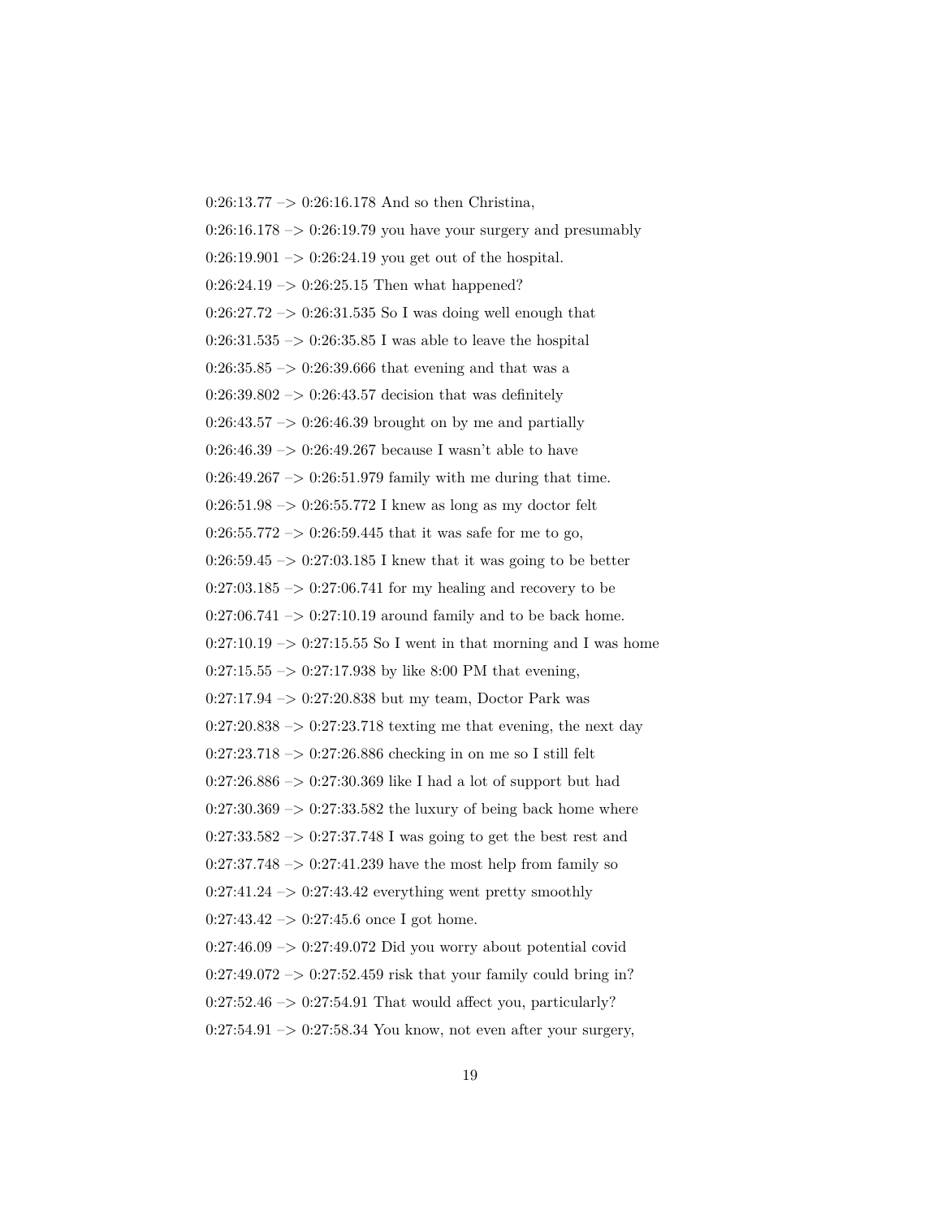0:26:13.77 –> 0:26:16.178 And so then Christina,

0:26:16.178 –> 0:26:19.79 you have your surgery and presumably

0:26:19.901 –> 0:26:24.19 you get out of the hospital.

0:26:24.19 –> 0:26:25.15 Then what happened?

0:26:27.72 –> 0:26:31.535 So I was doing well enough that

0:26:31.535 –> 0:26:35.85 I was able to leave the hospital

0:26:35.85 –> 0:26:39.666 that evening and that was a

0:26:39.802 –> 0:26:43.57 decision that was definitely

0:26:43.57 –> 0:26:46.39 brought on by me and partially

0:26:46.39 –> 0:26:49.267 because I wasn't able to have

0:26:49.267 –> 0:26:51.979 family with me during that time.

0:26:51.98 –> 0:26:55.772 I knew as long as my doctor felt

0:26:55.772 –> 0:26:59.445 that it was safe for me to go,

0:26:59.45 –> 0:27:03.185 I knew that it was going to be better

0:27:03.185 –> 0:27:06.741 for my healing and recovery to be

0:27:06.741 –> 0:27:10.19 around family and to be back home.

0:27:10.19 –> 0:27:15.55 So I went in that morning and I was home

0:27:15.55 –> 0:27:17.938 by like 8:00 PM that evening,

0:27:17.94 –> 0:27:20.838 but my team, Doctor Park was

0:27:20.838 –> 0:27:23.718 texting me that evening, the next day

0:27:23.718 –> 0:27:26.886 checking in on me so I still felt

0:27:26.886 –> 0:27:30.369 like I had a lot of support but had

0:27:30.369 –> 0:27:33.582 the luxury of being back home where

0:27:33.582 –> 0:27:37.748 I was going to get the best rest and

0:27:37.748 –> 0:27:41.239 have the most help from family so

0:27:41.24 –> 0:27:43.42 everything went pretty smoothly

0:27:43.42 –> 0:27:45.6 once I got home.

0:27:46.09 –> 0:27:49.072 Did you worry about potential covid

0:27:49.072 –> 0:27:52.459 risk that your family could bring in?

0:27:52.46 –> 0:27:54.91 That would affect you, particularly?

0:27:54.91 –> 0:27:58.34 You know, not even after your surgery,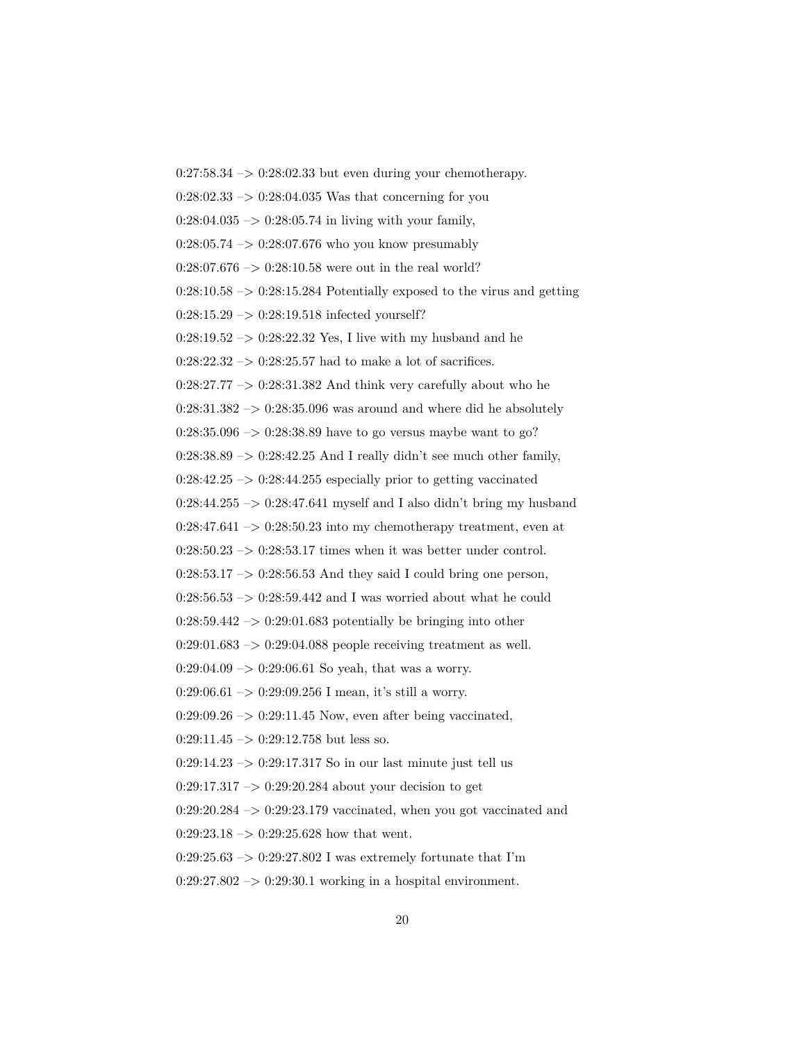0:27:58.34 –> 0:28:02.33 but even during your chemotherapy.

0:28:02.33 –> 0:28:04.035 Was that concerning for you

0:28:04.035 –> 0:28:05.74 in living with your family,

0:28:05.74 –> 0:28:07.676 who you know presumably

0:28:07.676 –> 0:28:10.58 were out in the real world?

0:28:10.58 –> 0:28:15.284 Potentially exposed to the virus and getting

0:28:15.29 –> 0:28:19.518 infected yourself?

0:28:19.52 –> 0:28:22.32 Yes, I live with my husband and he

0:28:22.32 –> 0:28:25.57 had to make a lot of sacrifices.

0:28:27.77 –> 0:28:31.382 And think very carefully about who he

0:28:31.382 –> 0:28:35.096 was around and where did he absolutely

0:28:35.096 –> 0:28:38.89 have to go versus maybe want to go?

0:28:38.89 –> 0:28:42.25 And I really didn't see much other family,

0:28:42.25 –> 0:28:44.255 especially prior to getting vaccinated

0:28:44.255 –> 0:28:47.641 myself and I also didn't bring my husband

0:28:47.641 –> 0:28:50.23 into my chemotherapy treatment, even at

0:28:50.23 –> 0:28:53.17 times when it was better under control.

0:28:53.17 –> 0:28:56.53 And they said I could bring one person,

0:28:56.53 –> 0:28:59.442 and I was worried about what he could

0:28:59.442 –> 0:29:01.683 potentially be bringing into other

0:29:01.683 –> 0:29:04.088 people receiving treatment as well.

0:29:04.09 –> 0:29:06.61 So yeah, that was a worry.

0:29:06.61 –> 0:29:09.256 I mean, it's still a worry.

0:29:09.26 –> 0:29:11.45 Now, even after being vaccinated,

0:29:11.45 –> 0:29:12.758 but less so.

0:29:14.23 –> 0:29:17.317 So in our last minute just tell us

0:29:17.317 –> 0:29:20.284 about your decision to get

0:29:20.284 –> 0:29:23.179 vaccinated, when you got vaccinated and

0:29:23.18 –> 0:29:25.628 how that went.

0:29:25.63 –> 0:29:27.802 I was extremely fortunate that I'm

0:29:27.802 –> 0:29:30.1 working in a hospital environment.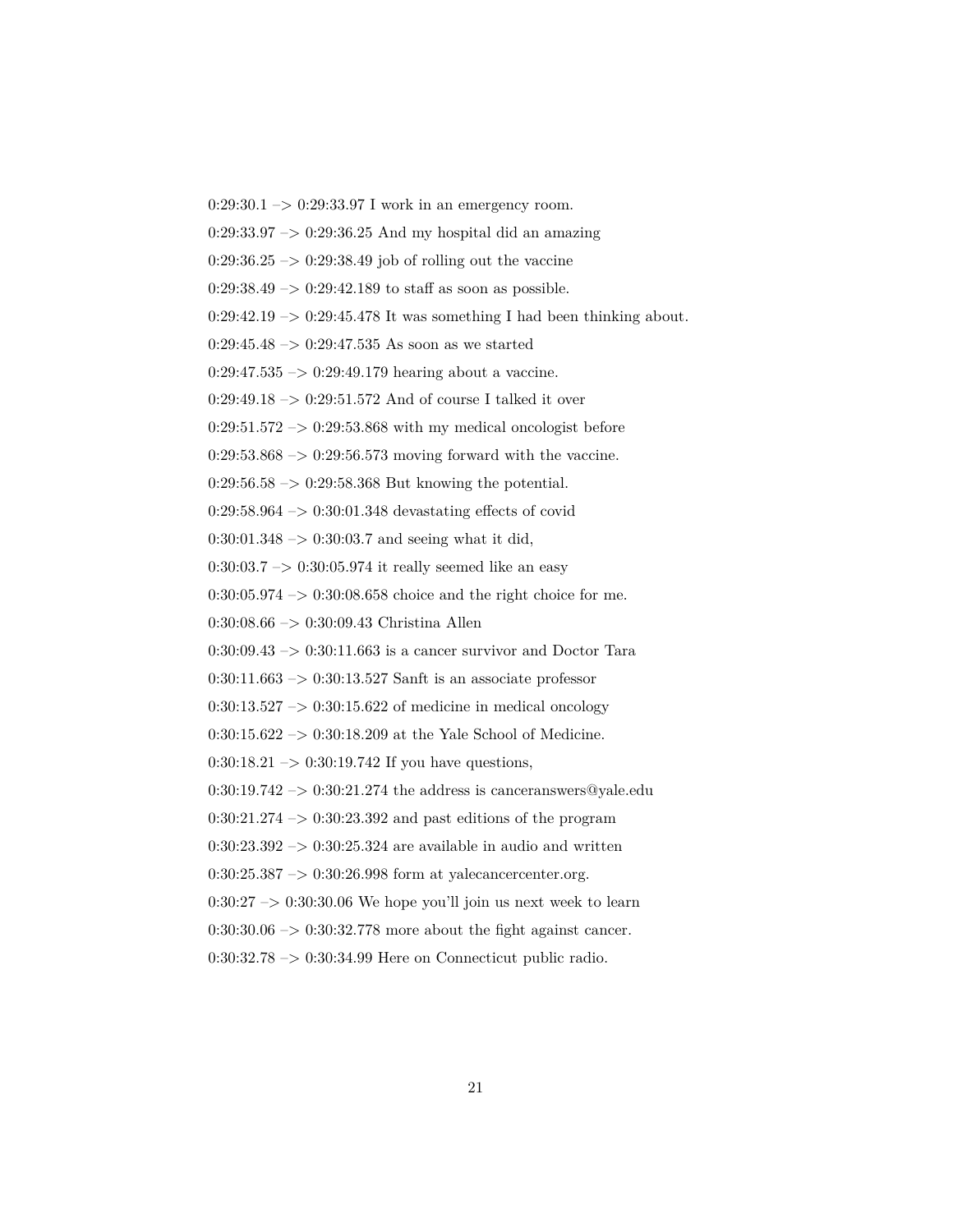0:29:30.1 –> 0:29:33.97 I work in an emergency room.

0:29:33.97 –> 0:29:36.25 And my hospital did an amazing

0:29:36.25 –> 0:29:38.49 job of rolling out the vaccine

0:29:38.49 –> 0:29:42.189 to staff as soon as possible.

0:29:42.19 –> 0:29:45.478 It was something I had been thinking about.

0:29:45.48 –> 0:29:47.535 As soon as we started

0:29:47.535 –> 0:29:49.179 hearing about a vaccine.

0:29:49.18 –> 0:29:51.572 And of course I talked it over

0:29:51.572 –> 0:29:53.868 with my medical oncologist before

0:29:53.868 –> 0:29:56.573 moving forward with the vaccine.

0:29:56.58 –> 0:29:58.368 But knowing the potential.

0:29:58.964 –> 0:30:01.348 devastating effects of covid

0:30:01.348 –> 0:30:03.7 and seeing what it did,

0:30:03.7 –> 0:30:05.974 it really seemed like an easy

0:30:05.974 –> 0:30:08.658 choice and the right choice for me.

0:30:08.66 –> 0:30:09.43 Christina Allen

0:30:09.43 –> 0:30:11.663 is a cancer survivor and Doctor Tara

0:30:11.663 –> 0:30:13.527 Sanft is an associate professor

0:30:13.527 –> 0:30:15.622 of medicine in medical oncology

0:30:15.622 –> 0:30:18.209 at the Yale School of Medicine.

0:30:18.21 –> 0:30:19.742 If you have questions,

0:30:19.742 –> 0:30:21.274 the address is canceranswers@yale.edu

0:30:21.274 –> 0:30:23.392 and past editions of the program

0:30:23.392 –> 0:30:25.324 are available in audio and written

0:30:25.387 –> 0:30:26.998 form at yalecancercenter.org.

0:30:27 –> 0:30:30.06 We hope you'll join us next week to learn

0:30:30.06 –> 0:30:32.778 more about the fight against cancer.

0:30:32.78 –> 0:30:34.99 Here on Connecticut public radio.